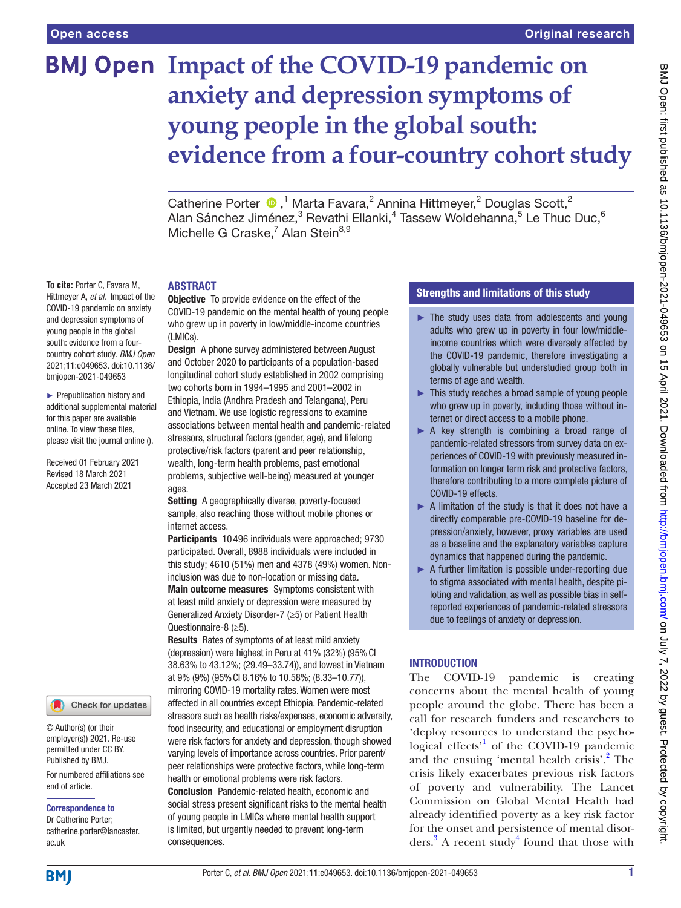Open access

Original research

# Impact of the COVID-19 pandemic on anxiety and depression symptoms of young people in the global south: evidence from a four-country cohort study

Catherine Porter [1], Marta Favara [2], Annina Hittmeyer [2], Douglas Scott [2], Alan Sánchez Jiménez [3], Revathi Ellanki [4], Tassew Woldehanna [5], Le Thuc Duc [6], Michelle G Craske [7], Alan Stein [8,9]

**To cite:** Porter C, Favara M, Hittmeyer A, *et al*. Impact of the COVID-19 pandemic on anxiety and depression symptoms of young people in the global south: evidence from a four-country cohort study. *BMJ Open* 2021;**11**:e049653. doi:10.1136/bmjopen-2021-049653

► Prepublication history and additional supplemental material for this paper are available online. To view these files, please visit the journal online ().

Received 01 February 2021
Revised 18 March 2021
Accepted 23 March 2021

© Author(s) (or their employer(s)) 2021. Re-use permitted under CC BY. Published by BMJ.

For numbered affiliations see end of article.

**Correspondence to**
Dr Catherine Porter; catherine.porter@lancaster.ac.uk

## ABSTRACT

**Objective** To provide evidence on the effect of the COVID-19 pandemic on the mental health of young people who grew up in poverty in low/middle-income countries (LMICs).

**Design** A phone survey administered between August and October 2020 to participants of a population-based longitudinal cohort study established in 2002 comprising two cohorts born in 1994–1995 and 2001–2002 in Ethiopia, India (Andhra Pradesh and Telangana), Peru and Vietnam. We use logistic regressions to examine associations between mental health and pandemic-related stressors, structural factors (gender, age), and lifelong protective/risk factors (parent and peer relationship, wealth, long-term health problems, past emotional problems, subjective well-being) measured at younger ages.

**Setting** A geographically diverse, poverty-focused sample, also reaching those without mobile phones or internet access.

**Participants** 10 496 individuals were approached; 9730 participated. Overall, 8988 individuals were included in this study; 4610 (51%) men and 4378 (49%) women. Non-inclusion was due to non-location or missing data.

**Main outcome measures** Symptoms consistent with at least mild anxiety or depression were measured by Generalized Anxiety Disorder-7 (≥5) or Patient Health Questionnaire-8 (≥5).

**Results** Rates of symptoms of at least mild anxiety (depression) were highest in Peru at 41% (32%) (95% CI 38.63% to 43.12%; (29.49–33.74)), and lowest in Vietnam at 9% (9%) (95% CI 8.16% to 10.58%; (8.33–10.77)), mirroring COVID-19 mortality rates. Women were most affected in all countries except Ethiopia. Pandemic-related stressors such as health risks/expenses, economic adversity, food insecurity, and educational or employment disruption were risk factors for anxiety and depression, though showed varying levels of importance across countries. Prior parent/peer relationships were protective factors, while long-term health or emotional problems were risk factors.

**Conclusion** Pandemic-related health, economic and social stress present significant risks to the mental health of young people in LMICs where mental health support is limited, but urgently needed to prevent long-term consequences.

## Strengths and limitations of this study

- ► The study uses data from adolescents and young adults who grew up in poverty in four low/middle-income countries which were diversely affected by the COVID-19 pandemic, therefore investigating a globally vulnerable but understudied group both in terms of age and wealth.
- ► This study reaches a broad sample of young people who grew up in poverty, including those without internet or direct access to a mobile phone.
- ► A key strength is combining a broad range of pandemic-related stressors from survey data on experiences of COVID-19 with previously measured information on longer term risk and protective factors, therefore contributing to a more complete picture of COVID-19 effects.
- ► A limitation of the study is that it does not have a directly comparable pre-COVID-19 baseline for depression/anxiety, however, proxy variables are used as a baseline and the explanatory variables capture dynamics that happened during the pandemic.
- ► A further limitation is possible under-reporting due to stigma associated with mental health, despite piloting and validation, as well as possible bias in self-reported experiences of pandemic-related stressors due to feelings of anxiety or depression.

## INTRODUCTION

The COVID-19 pandemic is creating concerns about the mental health of young people around the globe. There has been a call for research funders and researchers to 'deploy resources to understand the psychological effects'[1] of the COVID-19 pandemic and the ensuing 'mental health crisis'.[2] The crisis likely exacerbates previous risk factors of poverty and vulnerability. The Lancet Commission on Global Mental Health had already identified poverty as a key risk factor for the onset and persistence of mental disorders.[3] A recent study[4] found that those with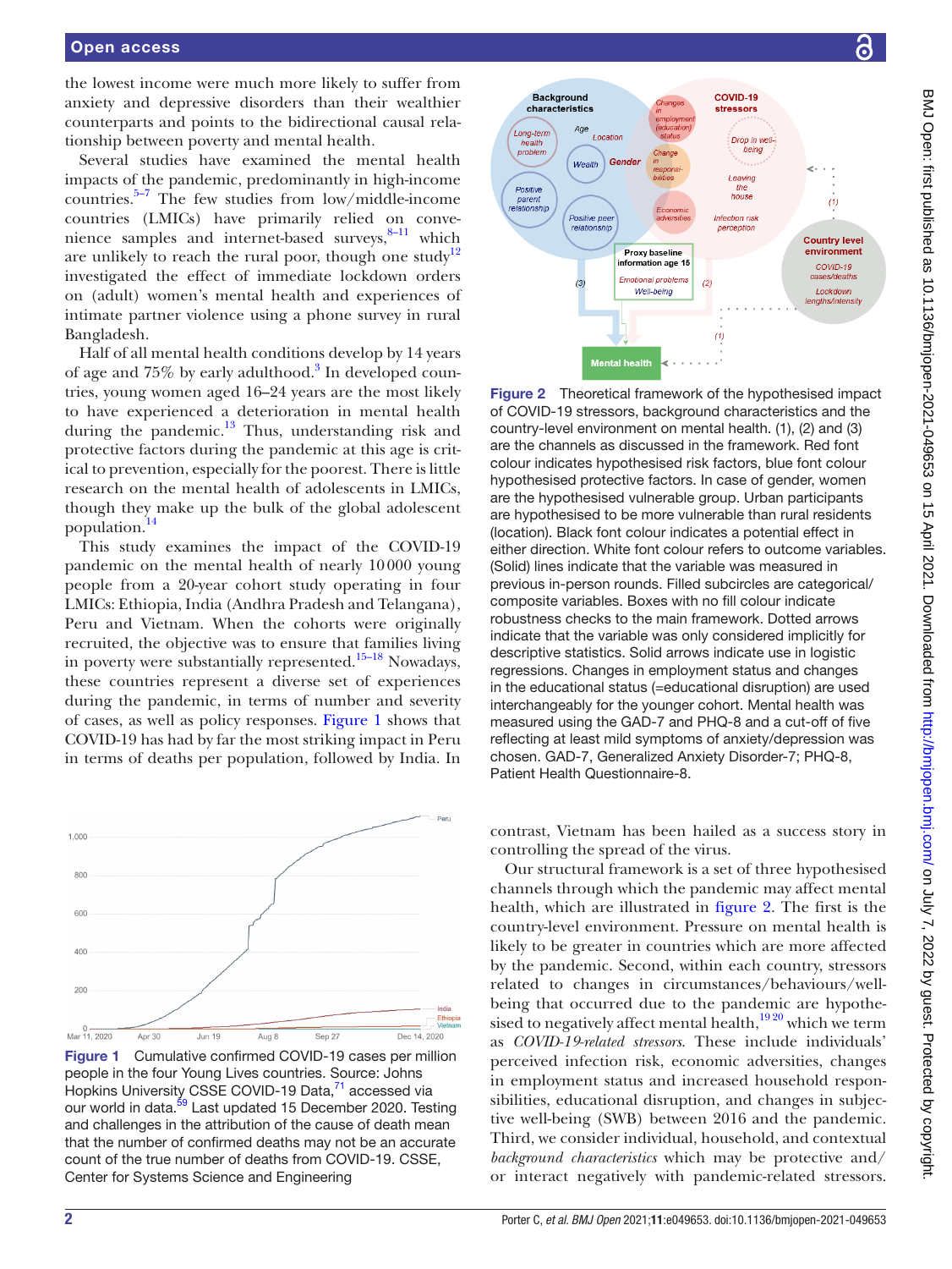the lowest income were much more likely to suffer from anxiety and depressive disorders than their wealthier counterparts and points to the bidirectional causal relationship between poverty and mental health.

Several studies have examined the mental health impacts of the pandemic, predominantly in high-income countries.[5–7] The few studies from low/middle-income countries (LMICs) have primarily relied on convenience samples and internet-based surveys,[8–11] which are unlikely to reach the rural poor, though one study[12] investigated the effect of immediate lockdown orders on (adult) women's mental health and experiences of intimate partner violence using a phone survey in rural Bangladesh.

Half of all mental health conditions develop by 14 years of age and 75% by early adulthood.[3] In developed countries, young women aged 16–24 years are the most likely to have experienced a deterioration in mental health during the pandemic.[13] Thus, understanding risk and protective factors during the pandemic at this age is critical to prevention, especially for the poorest. There is little research on the mental health of adolescents in LMICs, though they make up the bulk of the global adolescent population.[14]

This study examines the impact of the COVID-19 pandemic on the mental health of nearly 10 000 young people from a 20-year cohort study operating in four LMICs: Ethiopia, India (Andhra Pradesh and Telangana), Peru and Vietnam. When the cohorts were originally recruited, the objective was to ensure that families living in poverty were substantially represented.[15–18] Nowadays, these countries represent a diverse set of experiences during the pandemic, in terms of number and severity of cases, as well as policy responses. Figure 1 shows that COVID-19 has had by far the most striking impact in Peru in terms of deaths per population, followed by India. In contrast, Vietnam has been hailed as a success story in controlling the spread of the virus.

Figure 1 Cumulative confirmed COVID-19 cases per million people in the four Young Lives countries. Source: Johns Hopkins University CSSE COVID-19 Data,[71] accessed via our world in data.[59] Last updated 15 December 2020. Testing and challenges in the attribution of the cause of death mean that the number of confirmed deaths may not be an accurate count of the true number of deaths from COVID-19. CSSE, Center for Systems Science and Engineering

Figure 2 Theoretical framework of the hypothesised impact of COVID-19 stressors, background characteristics and the country-level environment on mental health. (1), (2) and (3) are the channels as discussed in the framework. Red font colour indicates hypothesised risk factors, blue font colour hypothesised protective factors. In case of gender, women are the hypothesised vulnerable group. Urban participants are hypothesised to be more vulnerable than rural residents (location). Black font colour indicates a potential effect in either direction. White font colour refers to outcome variables. (Solid) lines indicate that the variable was measured in previous in-person rounds. Filled subcircles are categorical/composite variables. Boxes with no fill colour indicate robustness checks to the main framework. Dotted arrows indicate that the variable was only considered implicitly for descriptive statistics. Solid arrows indicate use in logistic regressions. Changes in employment status and changes in the educational status (=educational disruption) are used interchangeably for the younger cohort. Mental health was measured using the GAD-7 and PHQ-8 and a cut-off of five reflecting at least mild symptoms of anxiety/depression was chosen. GAD-7, Generalized Anxiety Disorder-7; PHQ-8, Patient Health Questionnaire-8.

Our structural framework is a set of three hypothesised channels through which the pandemic may affect mental health, which are illustrated in figure 2. The first is the country-level environment. Pressure on mental health is likely to be greater in countries which are more affected by the pandemic. Second, within each country, stressors related to changes in circumstances/behaviours/well-being that occurred due to the pandemic are hypothesised to negatively affect mental health,[19 20] which we term as *COVID-19-related stressors*. These include individuals' perceived infection risk, economic adversities, changes in employment status and increased household responsibilities, educational disruption, and changes in subjective well-being (SWB) between 2016 and the pandemic. Third, we consider individual, household, and contextual *background characteristics* which may be protective and/or interact negatively with pandemic-related stressors.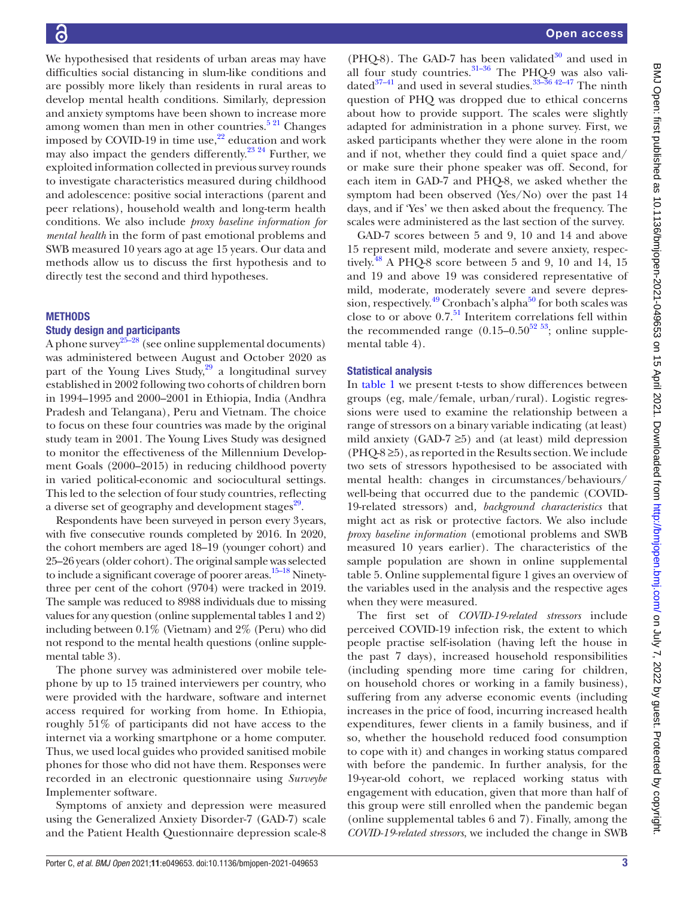We hypothesised that residents of urban areas may have difficulties social distancing in slum-like conditions and are possibly more likely than residents in rural areas to develop mental health conditions. Similarly, depression and anxiety symptoms have been shown to increase more among women than men in other countries.[5,21] Changes imposed by COVID-19 in time use,[22] education and work may also impact the genders differently.[23,24] Further, we exploited information collected in previous survey rounds to investigate characteristics measured during childhood and adolescence: positive social interactions (parent and peer relations), household wealth and long-term health conditions. We also include *proxy baseline information for mental health* in the form of past emotional problems and SWB measured 10 years ago at age 15 years. Our data and methods allow us to discuss the first hypothesis and to directly test the second and third hypotheses.

## METHODS

### Study design and participants

A phone survey[25–28] (see online supplemental documents) was administered between August and October 2020 as part of the Young Lives Study,[29] a longitudinal survey established in 2002 following two cohorts of children born in 1994–1995 and 2000–2001 in Ethiopia, India (Andhra Pradesh and Telangana), Peru and Vietnam. The choice to focus on these four countries was made by the original study team in 2001. The Young Lives Study was designed to monitor the effectiveness of the Millennium Development Goals (2000–2015) in reducing childhood poverty in varied political-economic and sociocultural settings. This led to the selection of four study countries, reflecting a diverse set of geography and development stages[29].

Respondents have been surveyed in person every 3 years, with five consecutive rounds completed by 2016. In 2020, the cohort members are aged 18–19 (younger cohort) and 25–26 years (older cohort). The original sample was selected to include a significant coverage of poorer areas.[15–18] Ninety-three per cent of the cohort (9704) were tracked in 2019. The sample was reduced to 8988 individuals due to missing values for any question (online supplemental tables 1 and 2) including between 0.1% (Vietnam) and 2% (Peru) who did not respond to the mental health questions (online supplemental table 3).

The phone survey was administered over mobile telephone by up to 15 trained interviewers per country, who were provided with the hardware, software and internet access required for working from home. In Ethiopia, roughly 51% of participants did not have access to the internet via a working smartphone or a home computer. Thus, we used local guides who provided sanitised mobile phones for those who did not have them. Responses were recorded in an electronic questionnaire using *Surveybe* Implementer software.

Symptoms of anxiety and depression were measured using the Generalized Anxiety Disorder-7 (GAD-7) scale and the Patient Health Questionnaire depression scale-8 (PHQ-8). The GAD-7 has been validated[30] and used in all four study countries.[31–36] The PHQ-9 was also validated[37–41] and used in several studies.[33–36,42–47] The ninth question of PHQ was dropped due to ethical concerns about how to provide support. The scales were slightly adapted for administration in a phone survey. First, we asked participants whether they were alone in the room and if not, whether they could find a quiet space and/or make sure their phone speaker was off. Second, for each item in GAD-7 and PHQ-8, we asked whether the symptom had been observed (Yes/No) over the past 14 days, and if 'Yes' we then asked about the frequency. The scales were administered as the last section of the survey.

GAD-7 scores between 5 and 9, 10 and 14 and above 15 represent mild, moderate and severe anxiety, respectively.[48] A PHQ-8 score between 5 and 9, 10 and 14, 15 and 19 and above 19 was considered representative of mild, moderate, moderately severe and severe depression, respectively.[49] Cronbach's alpha[50] for both scales was close to or above 0.7.[51] Interitem correlations fell within the recommended range (0.15–0.50[52,53]; online supplemental table 4).

### Statistical analysis

In table 1 we present t-tests to show differences between groups (eg, male/female, urban/rural). Logistic regressions were used to examine the relationship between a range of stressors on a binary variable indicating (at least) mild anxiety (GAD-7 ≥5) and (at least) mild depression (PHQ-8 ≥5), as reported in the Results section. We include two sets of stressors hypothesised to be associated with mental health: changes in circumstances/behaviours/well-being that occurred due to the pandemic (COVID-19-related stressors) and, *background characteristics* that might act as risk or protective factors. We also include *proxy baseline information* (emotional problems and SWB measured 10 years earlier). The characteristics of the sample population are shown in online supplemental table 5. Online supplemental figure 1 gives an overview of the variables used in the analysis and the respective ages when they were measured.

The first set of *COVID-19-related stressors* include perceived COVID-19 infection risk, the extent to which people practise self-isolation (having left the house in the past 7 days), increased household responsibilities (including spending more time caring for children, on household chores or working in a family business), suffering from any adverse economic events (including increases in the price of food, incurring increased health expenditures, fewer clients in a family business, and if so, whether the household reduced food consumption to cope with it) and changes in working status compared with before the pandemic. In further analysis, for the 19-year-old cohort, we replaced working status with engagement with education, given that more than half of this group were still enrolled when the pandemic began (online supplemental tables 6 and 7). Finally, among the *COVID-19-related stressors*, we included the change in SWB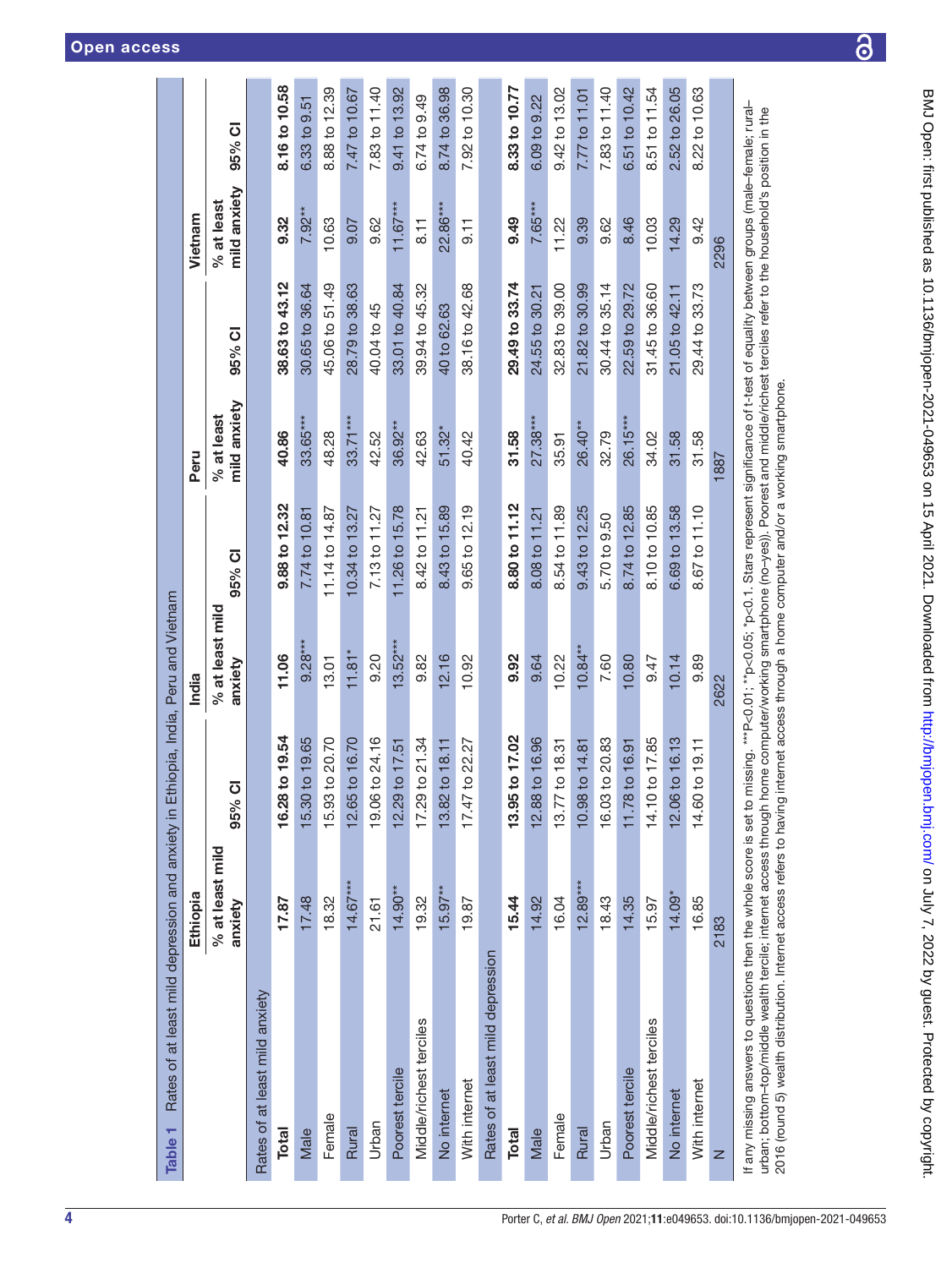**Table 1** Rates of at least mild depression and anxiety in Ethiopia, India, Peru and Vietnam

| | Ethiopia | | India | | Peru | | Vietnam | |
|---|---|---|---|---|---|---|---|---|
| | % at least mild anxiety | 95% CI | % at least mild anxiety | 95% CI | % at least mild anxiety | 95% CI | % at least mild anxiety | 95% CI |
| Rates of at least mild anxiety | | | | | | | | |
| **Total** | **17.87** | **16.28 to 19.54** | **11.06** | **9.88 to 12.32** | **40.86** | **38.63 to 43.12** | **9.32** | **8.16 to 10.58** |
| Male | 17.48 | 15.30 to 19.65 | 9.28*** | 7.74 to 10.81 | 33.65*** | 30.65 to 36.64 | 7.92** | 6.33 to 9.51 |
| Female | 18.32 | 15.93 to 20.70 | 13.01 | 11.14 to 14.87 | 48.28 | 45.06 to 51.49 | 10.63 | 8.88 to 12.39 |
| Rural | 14.67*** | 12.65 to 16.70 | 11.81* | 10.34 to 13.27 | 33.71*** | 28.79 to 38.63 | 9.07 | 7.47 to 10.67 |
| Urban | 21.61 | 19.06 to 24.16 | 9.20 | 7.13 to 11.27 | 42.52 | 40.04 to 45 | 9.62 | 7.83 to 11.40 |
| Poorest tercile | 14.90** | 12.29 to 17.51 | 13.52*** | 11.26 to 15.78 | 36.92** | 33.01 to 40.84 | 11.67*** | 9.41 to 13.92 |
| Middle/richest terciles | 19.32 | 17.29 to 21.34 | 9.82 | 8.42 to 11.21 | 42.63 | 39.94 to 45.32 | 8.11 | 6.74 to 9.49 |
| No internet | 15.97** | 13.82 to 18.11 | 12.16 | 8.43 to 15.89 | 51.32* | 40 to 62.63 | 22.86*** | 8.74 to 36.98 |
| With internet | 19.87 | 17.47 to 22.27 | 10.92 | 9.65 to 12.19 | 40.42 | 38.16 to 42.68 | 9.11 | 7.92 to 10.30 |
| Rates of at least mild depression | | | | | | | | |
| **Total** | **15.44** | **13.95 to 17.02** | **9.92** | **8.80 to 11.12** | **31.58** | **29.49 to 33.74** | **9.49** | **8.33 to 10.77** |
| Male | 14.92 | 12.88 to 16.96 | 9.64 | 8.08 to 11.21 | 27.38*** | 24.55 to 30.21 | 7.65*** | 6.09 to 9.22 |
| Female | 16.04 | 13.77 to 18.31 | 10.22 | 8.54 to 11.89 | 35.91 | 32.83 to 39.00 | 11.22 | 9.42 to 13.02 |
| Rural | 12.89*** | 10.98 to 14.81 | 10.84** | 9.43 to 12.25 | 26.40** | 21.82 to 30.99 | 9.39 | 7.77 to 11.01 |
| Urban | 18.43 | 16.03 to 20.83 | 7.60 | 5.70 to 9.50 | 32.79 | 30.44 to 35.14 | 9.62 | 7.83 to 11.40 |
| Poorest tercile | 14.35 | 11.78 to 16.91 | 10.80 | 8.74 to 12.85 | 26.15*** | 22.59 to 29.72 | 8.46 | 6.51 to 10.42 |
| Middle/richest terciles | 15.97 | 14.10 to 17.85 | 9.47 | 8.10 to 10.85 | 34.02 | 31.45 to 36.60 | 10.03 | 8.51 to 11.54 |
| No internet | 14.09* | 12.06 to 16.13 | 10.14 | 6.69 to 13.58 | 31.58 | 21.05 to 42.11 | 14.29 | 2.52 to 26.05 |
| With internet | 16.85 | 14.60 to 19.11 | 9.89 | 8.67 to 11.10 | 31.58 | 29.44 to 33.73 | 9.42 | 8.22 to 10.63 |
| N | 2183 | | 2622 | | 1887 | | 2296 | |

If any missing answers to questions then the whole score is set to missing. ***P<0.01; **p<0.05; *p<0.1. Stars represent significance of t-test of equality between groups (male–female; rural–urban; bottom–top/middle wealth tercile; internet access through home computer/working smartphone (no–yes)). Poorest and middle/richest terciles refer to the household's position in the 2016 (round 5) wealth distribution. Internet access refers to having internet access through a home computer and/or a working smartphone.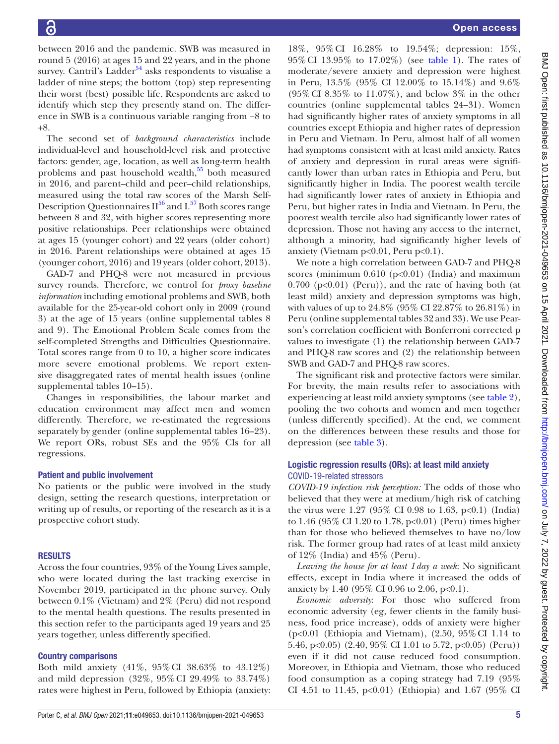between 2016 and the pandemic. SWB was measured in round 5 (2016) at ages 15 and 22 years, and in the phone survey. Cantril's Ladder[54] asks respondents to visualise a ladder of nine steps; the bottom (top) step representing their worst (best) possible life. Respondents are asked to identify which step they presently stand on. The difference in SWB is a continuous variable ranging from −8 to +8.

The second set of *background characteristics* include individual-level and household-level risk and protective factors: gender, age, location, as well as long-term health problems and past household wealth,[55] both measured in 2016, and parent–child and peer–child relationships, measured using the total raw scores of the Marsh Self-Description Questionnaires II[56] and I.[57] Both scores range between 8 and 32, with higher scores representing more positive relationships. Peer relationships were obtained at ages 15 (younger cohort) and 22 years (older cohort) in 2016. Parent relationships were obtained at ages 15 (younger cohort, 2016) and 19 years (older cohort, 2013).

GAD-7 and PHQ-8 were not measured in previous survey rounds. Therefore, we control for *proxy baseline information* including emotional problems and SWB, both available for the 25-year-old cohort only in 2009 (round 3) at the age of 15 years (online supplemental tables 8 and 9). The Emotional Problem Scale comes from the self-completed Strengths and Difficulties Questionnaire. Total scores range from 0 to 10, a higher score indicates more severe emotional problems. We report extensive disaggregated rates of mental health issues (online supplemental tables 10–15).

Changes in responsibilities, the labour market and education environment may affect men and women differently. Therefore, we re-estimated the regressions separately by gender (online supplemental tables 16–23). We report ORs, robust SEs and the 95% CIs for all regressions.

### Patient and public involvement

No patients or the public were involved in the study design, setting the research questions, interpretation or writing up of results, or reporting of the research as it is a prospective cohort study.

## RESULTS

Across the four countries, 93% of the Young Lives sample, who were located during the last tracking exercise in November 2019, participated in the phone survey. Only between 0.1% (Vietnam) and 2% (Peru) did not respond to the mental health questions. The results presented in this section refer to the participants aged 19 years and 25 years together, unless differently specified.

### Country comparisons

Both mild anxiety (41%, 95% CI 38.63% to 43.12%) and mild depression (32%, 95% CI 29.49% to 33.74%) rates were highest in Peru, followed by Ethiopia (anxiety: 18%, 95% CI 16.28% to 19.54%; depression: 15%, 95% CI 13.95% to 17.02%) (see table 1). The rates of moderate/severe anxiety and depression were highest in Peru, 13.5% (95% CI 12.00% to 15.14%) and 9.6% (95% CI 8.35% to 11.07%), and below 3% in the other countries (online supplemental tables 24–31). Women had significantly higher rates of anxiety symptoms in all countries except Ethiopia and higher rates of depression in Peru and Vietnam. In Peru, almost half of all women had symptoms consistent with at least mild anxiety. Rates of anxiety and depression in rural areas were significantly lower than urban rates in Ethiopia and Peru, but significantly higher in India. The poorest wealth tercile had significantly lower rates of anxiety in Ethiopia and Peru, but higher rates in India and Vietnam. In Peru, the poorest wealth tercile also had significantly lower rates of depression. Those not having any access to the internet, although a minority, had significantly higher levels of anxiety (Vietnam $p<0.01$, Peru $p<0.1$).

We note a high correlation between GAD-7 and PHQ-8 scores (minimum 0.610 ($p<0.01$) (India) and maximum 0.700 ($p<0.01$) (Peru)), and the rate of having both (at least mild) anxiety and depression symptoms was high, with values of up to 24.8% (95% CI 22.87% to 26.81%) in Peru (online supplemental tables 32 and 33). We use Pearson's correlation coefficient with Bonferroni corrected p values to investigate (1) the relationship between GAD-7 and PHQ-8 raw scores and (2) the relationship between SWB and GAD-7 and PHQ-8 raw scores.

The significant risk and protective factors were similar. For brevity, the main results refer to associations with experiencing at least mild anxiety symptoms (see table 2), pooling the two cohorts and women and men together (unless differently specified). At the end, we comment on the differences between these results and those for depression (see table 3).

### Logistic regression results (ORs): at least mild anxiety

#### COVID-19-related stressors

*COVID-19 infection risk perception:* The odds of those who believed that they were at medium/high risk of catching the virus were 1.27 (95% CI 0.98 to 1.63, $p<0.1$) (India) to 1.46 (95% CI 1.20 to 1.78, $p<0.01$) (Peru) times higher than for those who believed themselves to have no/low risk. The former group had rates of at least mild anxiety of 12% (India) and 45% (Peru).

*Leaving the house for at least 1 day a week*: No significant effects, except in India where it increased the odds of anxiety by 1.40 (95% CI 0.96 to 2.06, $p<0.1$).

*Economic adversity*: For those who suffered from economic adversity (eg, fewer clients in the family business, food price increase), odds of anxiety were higher ($p<0.01$ (Ethiopia and Vietnam), (2.50, 95% CI 1.14 to 5.46, $p<0.05$) (2.40, 95% CI 1.01 to 5.72, $p<0.05$) (Peru)) even if it did not cause reduced food consumption. Moreover, in Ethiopia and Vietnam, those who reduced food consumption as a coping strategy had 7.19 (95% CI 4.51 to 11.45, $p<0.01$) (Ethiopia) and 1.67 (95% CI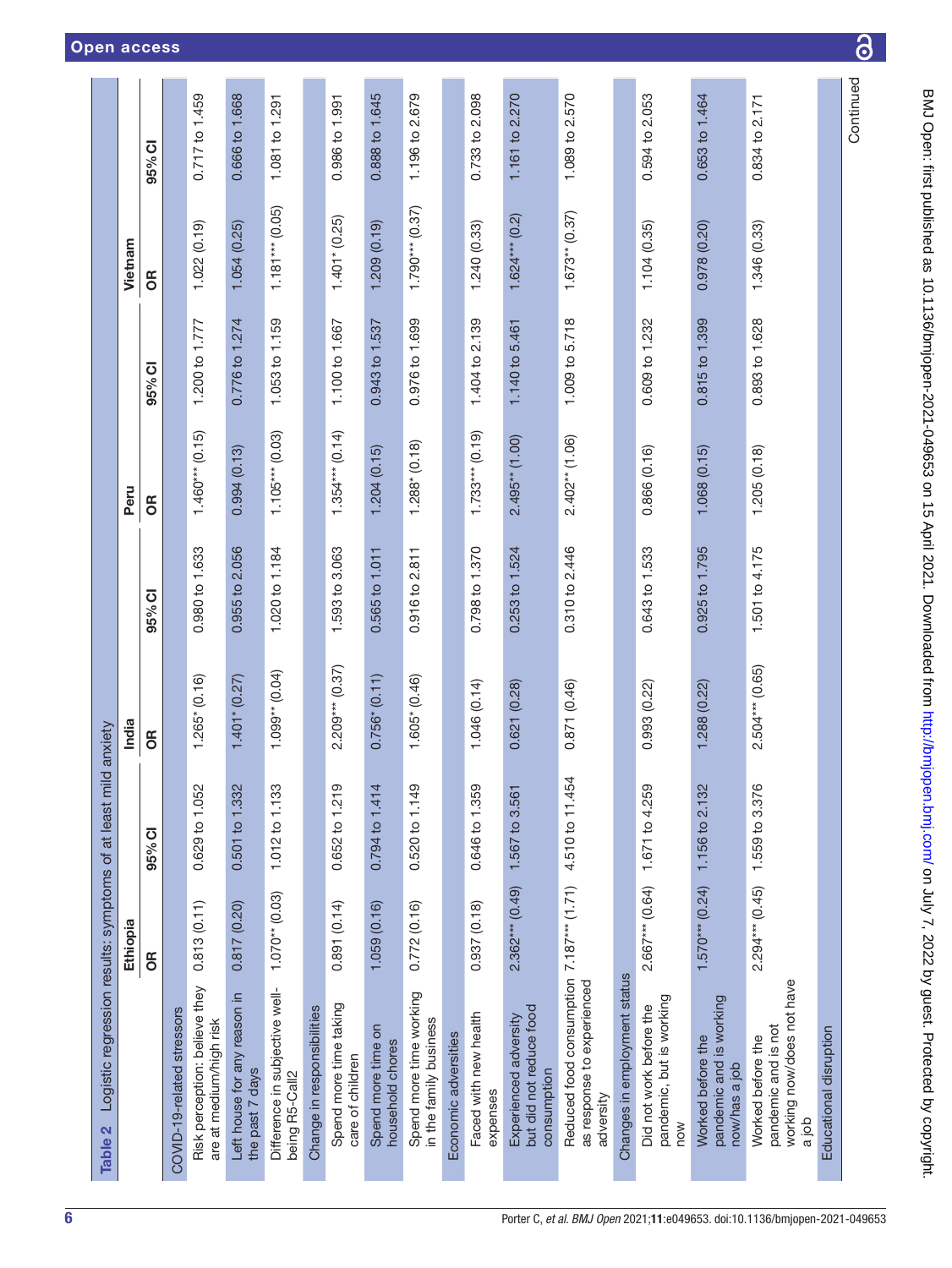Table 2 Logistic regression results: symptoms of at least mild anxiety

| | Ethiopia | | India | | Peru | | Vietnam | |
|---|---|---|---|---|---|---|---|---|
| | OR | 95% CI | OR | 95% CI | OR | 95% CI | OR | 95% CI |
| COVID-19-related stressors | | | | | | | | |
| Risk perception: believe they are at medium/high risk | 0.813 (0.11) | 0.629 to 1.052 | 1.265* (0.16) | 0.980 to 1.633 | 1.460*** (0.15) | 1.200 to 1.777 | 1.022 (0.19) | 0.717 to 1.459 |
| Left house for any reason in the past 7 days | 0.817 (0.20) | 0.501 to 1.332 | 1.401* (0.27) | 0.955 to 2.056 | 0.994 (0.13) | 0.776 to 1.274 | 1.054 (0.25) | 0.666 to 1.668 |
| Difference in subjective well-being R5-Call2 | 1.070** (0.03) | 1.012 to 1.133 | 1.099** (0.04) | 1.020 to 1.184 | 1.105*** (0.03) | 1.053 to 1.159 | 1.181*** (0.05) | 1.081 to 1.291 |
| Change in responsibilities | | | | | | | | |
| Spend more time taking care of children | 0.891 (0.14) | 0.652 to 1.219 | 2.209*** (0.37) | 1.593 to 3.063 | 1.354*** (0.14) | 1.100 to 1.667 | 1.401* (0.25) | 0.986 to 1.991 |
| Spend more time on household chores | 1.059 (0.16) | 0.794 to 1.414 | 0.756* (0.11) | 0.565 to 1.011 | 1.204 (0.15) | 0.943 to 1.537 | 1.209 (0.19) | 0.888 to 1.645 |
| Spend more time working in the family business | 0.772 (0.16) | 0.520 to 1.149 | 1.605* (0.46) | 0.916 to 2.811 | 1.288* (0.18) | 0.976 to 1.699 | 1.790*** (0.37) | 1.196 to 2.679 |
| Economic adversities | | | | | | | | |
| Faced with new health expenses | 0.937 (0.18) | 0.646 to 1.359 | 1.046 (0.14) | 0.798 to 1.370 | 1.733*** (0.19) | 1.404 to 2.139 | 1.240 (0.33) | 0.733 to 2.098 |
| Experienced adversity but did not reduce food consumption | 2.362*** (0.49) | 1.567 to 3.561 | 0.621 (0.28) | 0.253 to 1.524 | 2.495** (1.00) | 1.140 to 5.461 | 1.624*** (0.2) | 1.161 to 2.270 |
| Reduced food consumption as response to experienced adversity | 7.187*** (1.71) | 4.510 to 11.454 | 0.871 (0.46) | 0.310 to 2.446 | 2.402** (1.06) | 1.009 to 5.718 | 1.673** (0.37) | 1.089 to 2.570 |
| Changes in employment status | | | | | | | | |
| Did not work before the pandemic, but is working now | 2.667*** (0.64) | 1.671 to 4.259 | 0.993 (0.22) | 0.643 to 1.533 | 0.866 (0.16) | 0.609 to 1.232 | 1.104 (0.35) | 0.594 to 2.053 |
| Worked before the pandemic and is working now/has a job | 1.570*** (0.24) | 1.156 to 2.132 | 1.288 (0.22) | 0.925 to 1.795 | 1.068 (0.15) | 0.815 to 1.399 | 0.978 (0.20) | 0.653 to 1.464 |
| Worked before the pandemic and is not working now/does not have a job | 2.294*** (0.45) | 1.559 to 3.376 | 2.504*** (0.65) | 1.501 to 4.175 | 1.205 (0.18) | 0.893 to 1.628 | 1.346 (0.33) | 0.834 to 2.171 |
| Educational disruption | | | | | | | | |

Continued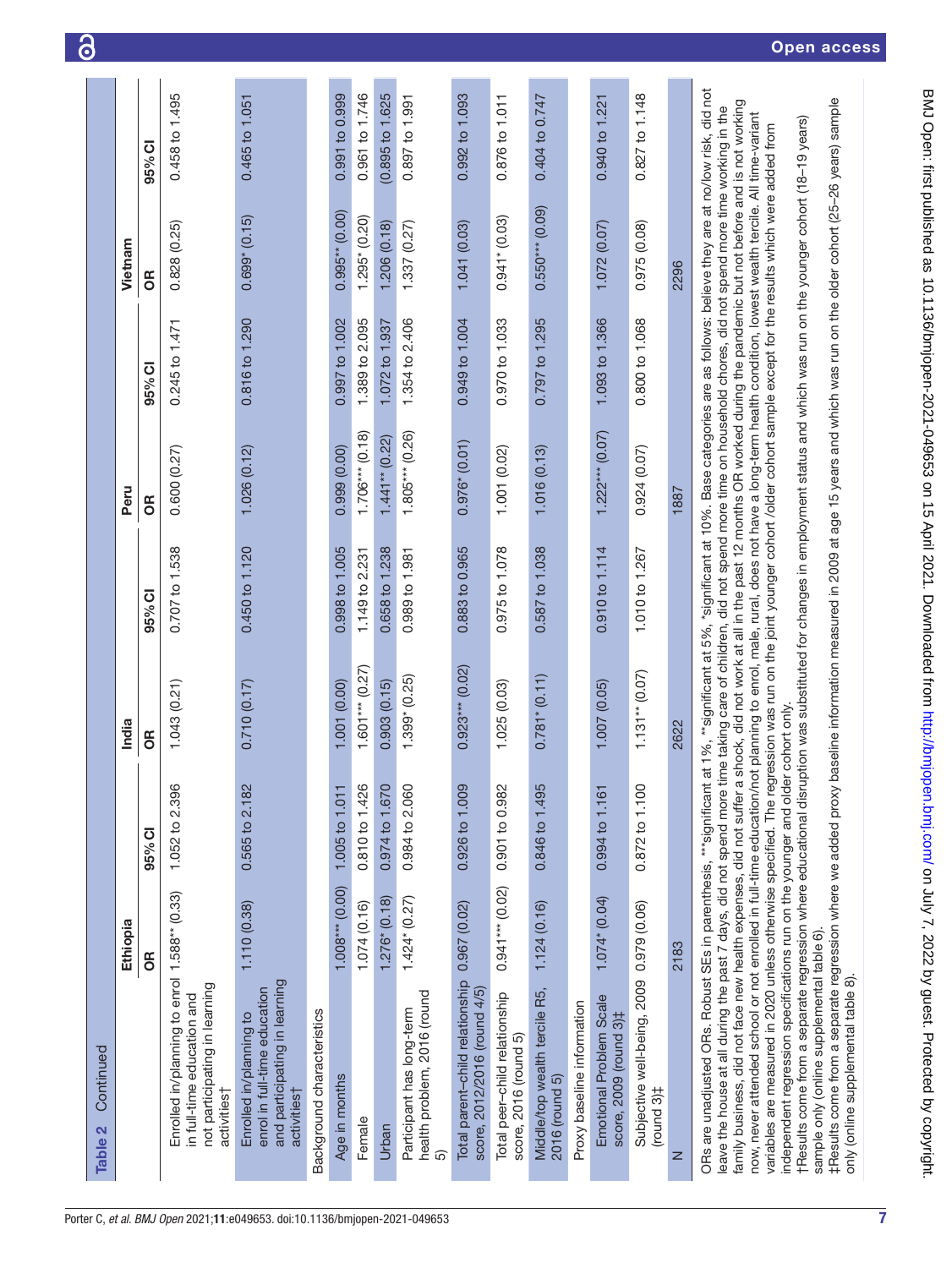**Table 2 Continued**

| | Ethiopia | | India | | Peru | | Vietnam | |
|---|---|---|---|---|---|---|---|---|
| | OR | 95% CI | OR | 95% CI | OR | 95% CI | OR | 95% CI |
| Enrolled in/planning to enrol in full-time education and not participating in learning activities† | 1.588** (0.33) | 1.052 to 2.396 | 1.043 (0.21) | 0.707 to 1.538 | 0.600 (0.27) | 0.245 to 1.471 | 0.828 (0.25) | 0.458 to 1.495 |
| Enrolled in/planning to enrol in full-time education and participating in learning activities† | 1.110 (0.38) | 0.565 to 2.182 | 0.710 (0.17) | 0.450 to 1.120 | 1.026 (0.12) | 0.816 to 1.290 | 0.699* (0.15) | 0.465 to 1.051 |
| Background characteristics | | | | | | | | |
| Age in months | 1.008*** (0.00) | 1.005 to 1.011 | 1.001 (0.00) | 0.998 to 1.005 | 0.999 (0.00) | 0.997 to 1.002 | 0.995** (0.00) | 0.991 to 0.999 |
| Female | 1.074 (0.16) | 0.810 to 1.426 | 1.601*** (0.27) | 1.149 to 2.231 | 1.706*** (0.18) | 1.389 to 2.095 | 1.295* (0.20) | 0.961 to 1.746 |
| Urban | 1.276* (0.18) | 0.974 to 1.670 | 0.903 (0.15) | 0.658 to 1.238 | 1.441** (0.22) | 1.072 to 1.937 | 1.206 (0.18) | (0.895 to 1.625 |
| Participant has long-term health problem, 2016 (round 5) | 1.424* (0.27) | 0.984 to 2.060 | 1.399* (0.25) | 0.989 to 1.981 | 1.805*** (0.26) | 1.354 to 2.406 | 1.337 (0.27) | 0.897 to 1.991 |
| Total parent–child relationship score, 2012/2016 (round 4/5) | 0.967 (0.02) | 0.926 to 1.009 | 0.923*** (0.02) | 0.883 to 0.965 | 0.976* (0.01) | 0.949 to 1.004 | 1.041 (0.03) | 0.992 to 1.093 |
| Total peer–child relationship score, 2016 (round 5) | 0.941*** (0.02) | 0.901 to 0.982 | 1.025 (0.03) | 0.975 to 1.078 | 1.001 (0.02) | 0.970 to 1.033 | 0.941* (0.03) | 0.876 to 1.011 |
| Middle/top wealth tercile R5, 2016 (round 5) | 1.124 (0.16) | 0.846 to 1.495 | 0.781* (0.11) | 0.587 to 1.038 | 1.016 (0.13) | 0.797 to 1.295 | 0.550*** (0.09) | 0.404 to 0.747 |
| Proxy baseline information | | | | | | | | |
| Emotional Problem Scale score, 2009 (round 3)‡ | 1.074* (0.04) | 0.994 to 1.161 | 1.007 (0.05) | 0.910 to 1.114 | 1.222*** (0.07) | 1.093 to 1.366 | 1.072 (0.07) | 0.940 to 1.221 |
| Subjective well-being, 2009 (round 3)‡ | 0.979 (0.06) | 0.872 to 1.100 | 1.131** (0.07) | 1.010 to 1.267 | 0.924 (0.07) | 0.800 to 1.068 | 0.975 (0.08) | 0.827 to 1.148 |
| N | 2183 | | 2622 | | 1887 | | 2296 | |

ORs are unadjusted ORs. Robust SEs in parenthesis. ***significant at 1%, **significant at 5%, *significant at 10%. Base categories are as follows: believe they are at no/low risk, did not leave the house at all during the past 7 days, did not spend more time taking care of children, did not spend more time on household chores, did not spend more time working in the family business, did not face new health expenses, did not suffer a shock, did not work at all in the past 12 months OR worked during the pandemic but not before and is not working now, never attended school or not enrolled in full-time education/not planning to enrol, male, rural, does not have a long-term health condition, lowest wealth tercile. All time-variant variables are measured in 2020 unless otherwise specified. The regression was run on the joint younger cohort /older cohort sample except for the results which were added from independent regression specifications run on the younger and older cohort only.

†Results come from a separate regression where educational disruption was substituted for changes in employment status and which was run on the younger cohort (18–19 years) sample only (online supplemental table 6).

‡Results come from a separate regression where we added proxy baseline information measured in 2009 at age 15 years and which was run on the older cohort (25–26 years) sample only (online supplemental table 8).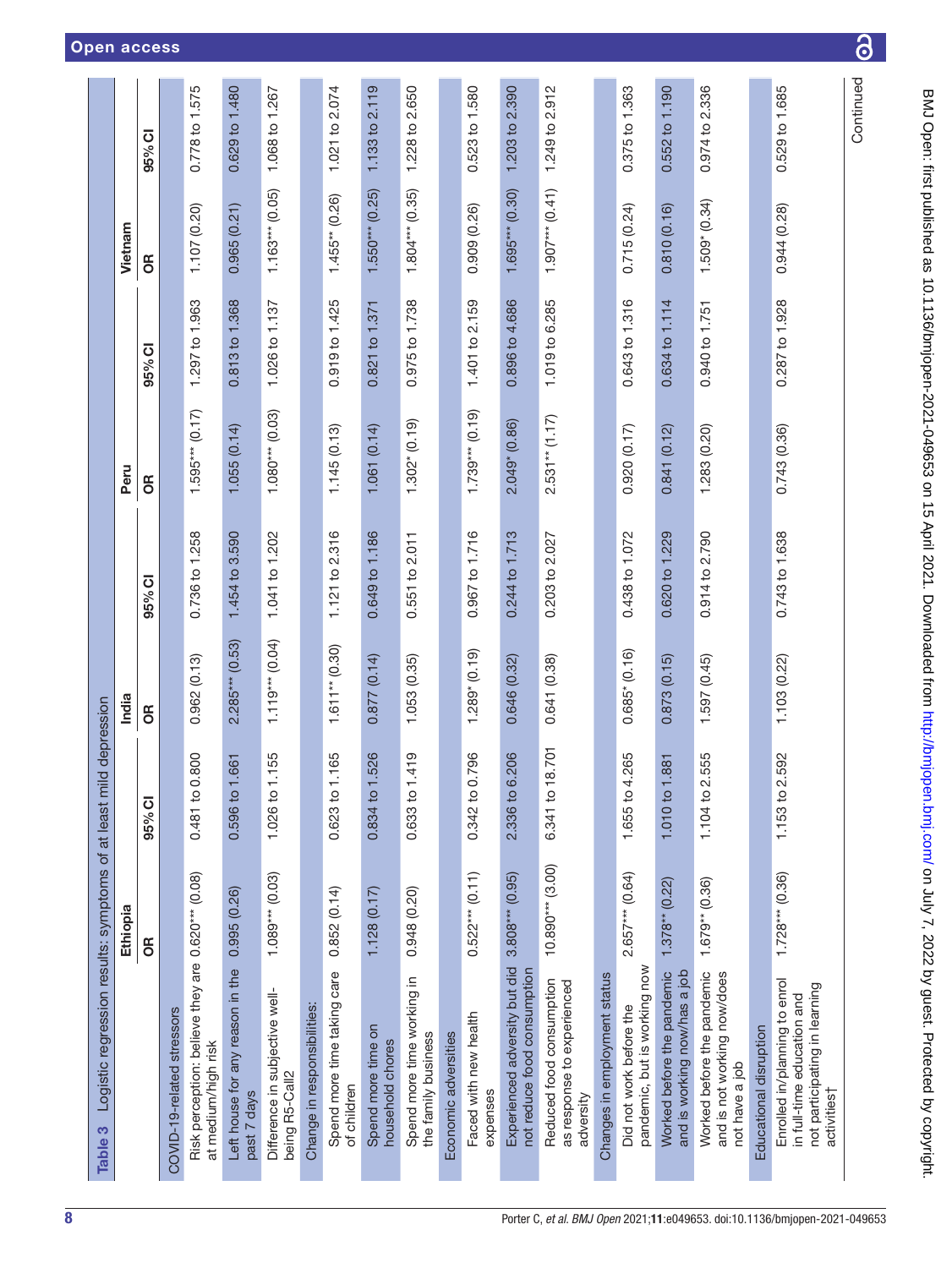Table 3 Logistic regression results: symptoms of at least mild depression

| | Ethiopia | | India | | Peru | | Vietnam | |
|---|---|---|---|---|---|---|---|---|
| | OR | 95% CI | OR | 95% CI | OR | 95% CI | OR | 95% CI |
| COVID-19-related stressors | | | | | | | | |
| Risk perception: believe they are at medium/high risk | 0.620*** (0.08) | 0.481 to 0.800 | 0.962 (0.13) | 0.736 to 1.258 | 1.595*** (0.17) | 1.297 to 1.963 | 1.107 (0.20) | 0.778 to 1.575 |
| Left house for any reason in the past 7 days | 0.995 (0.26) | 0.596 to 1.661 | 2.285*** (0.53) | 1.454 to 3.590 | 1.055 (0.14) | 0.813 to 1.368 | 0.965 (0.21) | 0.629 to 1.480 |
| Difference in subjective well-being R5-Call2 | 1.089*** (0.03) | 1.026 to 1.155 | 1.119*** (0.04) | 1.041 to 1.202 | 1.080*** (0.03) | 1.026 to 1.137 | 1.163*** (0.05) | 1.068 to 1.267 |
| Change in responsibilities: | | | | | | | | |
| Spend more time taking care of children | 0.852 (0.14) | 0.623 to 1.165 | 1.611** (0.30) | 1.121 to 2.316 | 1.145 (0.13) | 0.919 to 1.425 | 1.455** (0.26) | 1.021 to 2.074 |
| Spend more time on household chores | 1.128 (0.17) | 0.834 to 1.526 | 0.877 (0.14) | 0.649 to 1.186 | 1.061 (0.14) | 0.821 to 1.371 | 1.550*** (0.25) | 1.133 to 2.119 |
| Spend more time working in the family business | 0.948 (0.20) | 0.633 to 1.419 | 1.053 (0.35) | 0.551 to 2.011 | 1.302* (0.19) | 0.975 to 1.738 | 1.804*** (0.35) | 1.228 to 2.650 |
| Economic adversities | | | | | | | | |
| Faced with new health expenses | 0.522*** (0.11) | 0.342 to 0.796 | 1.289* (0.19) | 0.967 to 1.716 | 1.739*** (0.19) | 1.401 to 2.159 | 0.909 (0.26) | 0.523 to 1.580 |
| Experienced adversity but did not reduce food consumption | 3.808*** (0.95) | 2.336 to 6.206 | 0.646 (0.32) | 0.244 to 1.713 | 2.049* (0.86) | 0.896 to 4.686 | 1.695*** (0.30) | 1.203 to 2.390 |
| Reduced food consumption as response to experienced adversity | 10.890*** (3.00) | 6.341 to 18.701 | 0.641 (0.38) | 0.203 to 2.027 | 2.531** (1.17) | 1.019 to 6.285 | 1.907*** (0.41) | 1.249 to 2.912 |
| Changes in employment status | | | | | | | | |
| Did not work before the pandemic, but is working now | 2.657*** (0.64) | 1.655 to 4.265 | 0.685* (0.16) | 0.438 to 1.072 | 0.920 (0.17) | 0.643 to 1.316 | 0.715 (0.24) | 0.375 to 1.363 |
| Worked before the pandemic and is working now/has a job | 1.378** (0.22) | 1.010 to 1.881 | 0.873 (0.15) | 0.620 to 1.229 | 0.841 (0.12) | 0.634 to 1.114 | 0.810 (0.16) | 0.552 to 1.190 |
| Worked before the pandemic and is not working now/does not have a job | 1.679** (0.36) | 1.104 to 2.555 | 1.597 (0.45) | 0.914 to 2.790 | 1.283 (0.20) | 0.940 to 1.751 | 1.509* (0.34) | 0.974 to 2.336 |
| Educational disruption | | | | | | | | |
| Enrolled in/planning to enrol in full-time education and not participating in learning activities† | 1.728*** (0.36) | 1.153 to 2.592 | 1.103 (0.22) | 0.743 to 1.638 | 0.743 (0.36) | 0.287 to 1.928 | 0.944 (0.28) | 0.529 to 1.685 |

Continued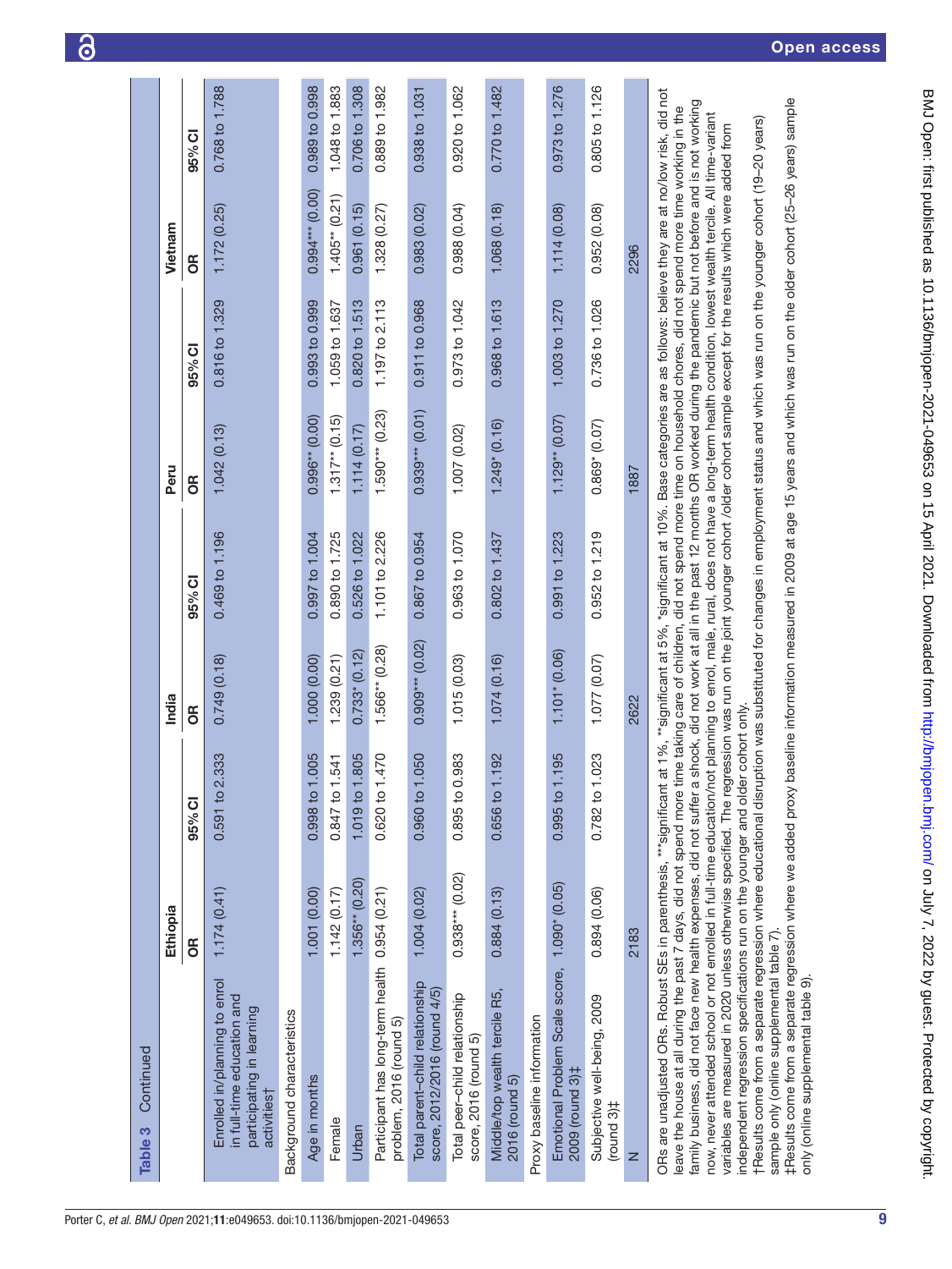Table 3 Continued

| | Ethiopia | | India | | Peru | | Vietnam | |
|---|---|---|---|---|---|---|---|---|
| | OR | 95% CI | OR | 95% CI | OR | 95% CI | OR | 95% CI |
| Enrolled in/planning to enrol in full-time education and participating in learning activities† | 1.174 (0.41) | 0.591 to 2.333 | 0.749 (0.18) | 0.469 to 1.196 | 1.042 (0.13) | 0.816 to 1.329 | 1.172 (0.25) | 0.768 to 1.788 |
| Background characteristics | | | | | | | | |
| Age in months | 1.001 (0.00) | 0.998 to 1.005 | 1.000 (0.00) | 0.997 to 1.004 | 0.996** (0.00) | 0.993 to 0.999 | 0.994*** (0.00) | 0.989 to 0.998 |
| Female | 1.142 (0.17) | 0.847 to 1.541 | 1.239 (0.21) | 0.890 to 1.725 | 1.317** (0.15) | 1.059 to 1.637 | 1.405** (0.21) | 1.048 to 1.883 |
| Urban | 1.356** (0.20) | 1.019 to 1.805 | 0.733* (0.12) | 0.526 to 1.022 | 1.114 (0.17) | 0.820 to 1.513 | 0.961 (0.15) | 0.706 to 1.308 |
| Participant has long-term health problem, 2016 (round 5) | 0.954 (0.21) | 0.620 to 1.470 | 1.566** (0.28) | 1.101 to 2.226 | 1.590*** (0.23) | 1.197 to 2.113 | 1.328 (0.27) | 0.889 to 1.982 |
| Total parent–child relationship score, 2012/2016 (round 4/5) | 1.004 (0.02) | 0.960 to 1.050 | 0.909*** (0.02) | 0.867 to 0.954 | 0.939*** (0.01) | 0.911 to 0.968 | 0.983 (0.02) | 0.938 to 1.031 |
| Total peer–child relationship score, 2016 (round 5) | 0.938*** (0.02) | 0.895 to 0.983 | 1.015 (0.03) | 0.963 to 1.070 | 1.007 (0.02) | 0.973 to 1.042 | 0.988 (0.04) | 0.920 to 1.062 |
| Middle/top wealth tercile R5, 2016 (round 5) | 0.884 (0.13) | 0.656 to 1.192 | 1.074 (0.16) | 0.802 to 1.437 | 1.249* (0.16) | 0.968 to 1.613 | 1.068 (0.18) | 0.770 to 1.482 |
| Proxy baseline information | | | | | | | | |
| Emotional Problem Scale score, 2009 (round 3)‡ | 1.090* (0.05) | 0.995 to 1.195 | 1.101* (0.06) | 0.991 to 1.223 | 1.129** (0.07) | 1.003 to 1.270 | 1.114 (0.08) | 0.973 to 1.276 |
| Subjective well-being, 2009 (round 3)‡ | 0.894 (0.06) | 0.782 to 1.023 | 1.077 (0.07) | 0.952 to 1.219 | 0.869* (0.07) | 0.736 to 1.026 | 0.952 (0.08) | 0.805 to 1.126 |
| N | 2183 | | 2622 | | 1887 | | 2296 | |

ORs are unadjusted ORs. Robust SEs in parenthesis, ***significant at 1%, **significant at 5%, *significant at 10%. Base categories are as follows: believe they are at no/low risk, did not leave the house at all during the past 7 days, did not spend more time taking care of children, did not spend more time on household chores, did not spend more time working in the family business, did not face new health expenses, did not suffer a shock, did not work at all in the past 12 months OR worked during the pandemic but not before and is not working now, never attended school or not enrolled in full-time education/not planning to enrol, male, rural, does not have a long-term health condition, lowest wealth tercile. All time-variant variables are measured in 2020 unless otherwise specified. The regression was run on the joint younger cohort /older cohort sample except for the results which were added from independent regression specifications run on the younger and older cohort only.

†Results come from a separate regression where educational disruption was substituted for changes in employment status and which was run on the younger cohort (19–20 years) sample only (online supplemental table 7).

‡Results come from a separate regression where we added proxy baseline information measured in 2009 at age 15 years and which was run on the older cohort (25–26 years) sample only (online supplemental table 9).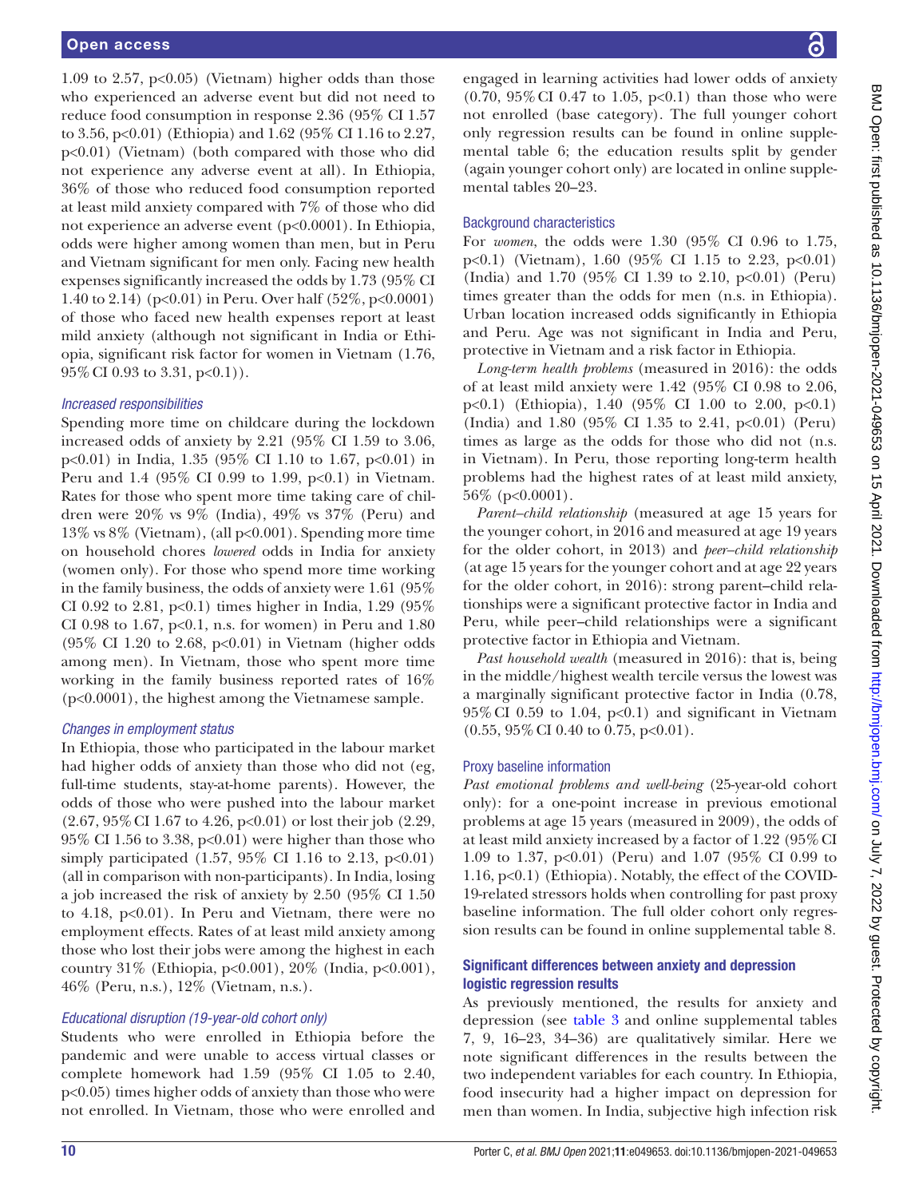1.09 to 2.57, p<0.05) (Vietnam) higher odds than those who experienced an adverse event but did not need to reduce food consumption in response 2.36 (95% CI 1.57 to 3.56, p<0.01) (Ethiopia) and 1.62 (95% CI 1.16 to 2.27, p<0.01) (Vietnam) (both compared with those who did not experience any adverse event at all). In Ethiopia, 36% of those who reduced food consumption reported at least mild anxiety compared with 7% of those who did not experience an adverse event (p<0.0001). In Ethiopia, odds were higher among women than men, but in Peru and Vietnam significant for men only. Facing new health expenses significantly increased the odds by 1.73 (95% CI 1.40 to 2.14) (p<0.01) in Peru. Over half (52%, p<0.0001) of those who faced new health expenses report at least mild anxiety (although not significant in India or Ethiopia, significant risk factor for women in Vietnam (1.76, 95% CI 0.93 to 3.31, p<0.1)).

### Increased responsibilities

Spending more time on childcare during the lockdown increased odds of anxiety by 2.21 (95% CI 1.59 to 3.06, p<0.01) in India, 1.35 (95% CI 1.10 to 1.67, p<0.01) in Peru and 1.4 (95% CI 0.99 to 1.99, p<0.1) in Vietnam. Rates for those who spent more time taking care of children were 20% vs 9% (India), 49% vs 37% (Peru) and 13% vs 8% (Vietnam), (all p<0.001). Spending more time on household chores *lowered* odds in India for anxiety (women only). For those who spend more time working in the family business, the odds of anxiety were 1.61 (95% CI 0.92 to 2.81, p<0.1) times higher in India, 1.29 (95% CI 0.98 to 1.67, p<0.1, n.s. for women) in Peru and 1.80 (95% CI 1.20 to 2.68, p<0.01) in Vietnam (higher odds among men). In Vietnam, those who spent more time working in the family business reported rates of 16% (p<0.0001), the highest among the Vietnamese sample.

### Changes in employment status

In Ethiopia, those who participated in the labour market had higher odds of anxiety than those who did not (eg, full-time students, stay-at-home parents). However, the odds of those who were pushed into the labour market (2.67, 95% CI 1.67 to 4.26, p<0.01) or lost their job (2.29, 95% CI 1.56 to 3.38, p<0.01) were higher than those who simply participated (1.57, 95% CI 1.16 to 2.13, p<0.01) (all in comparison with non-participants). In India, losing a job increased the risk of anxiety by 2.50 (95% CI 1.50 to 4.18, p<0.01). In Peru and Vietnam, there were no employment effects. Rates of at least mild anxiety among those who lost their jobs were among the highest in each country 31% (Ethiopia, p<0.001), 20% (India, p<0.001), 46% (Peru, n.s.), 12% (Vietnam, n.s.).

### Educational disruption (19-year-old cohort only)

Students who were enrolled in Ethiopia before the pandemic and were unable to access virtual classes or complete homework had 1.59 (95% CI 1.05 to 2.40, p<0.05) times higher odds of anxiety than those who were not enrolled. In Vietnam, those who were enrolled and engaged in learning activities had lower odds of anxiety (0.70, 95% CI 0.47 to 1.05, p<0.1) than those who were not enrolled (base category). The full younger cohort only regression results can be found in online supplemental table 6; the education results split by gender (again younger cohort only) are located in online supplemental tables 20–23.

### Background characteristics

For *women*, the odds were 1.30 (95% CI 0.96 to 1.75, p<0.1) (Vietnam), 1.60 (95% CI 1.15 to 2.23, p<0.01) (India) and 1.70 (95% CI 1.39 to 2.10, p<0.01) (Peru) times greater than the odds for men (n.s. in Ethiopia). Urban location increased odds significantly in Ethiopia and Peru. Age was not significant in India and Peru, protective in Vietnam and a risk factor in Ethiopia.

*Long-term health problems* (measured in 2016): the odds of at least mild anxiety were 1.42 (95% CI 0.98 to 2.06, p<0.1) (Ethiopia), 1.40 (95% CI 1.00 to 2.00, p<0.1) (India) and 1.80 (95% CI 1.35 to 2.41, p<0.01) (Peru) times as large as the odds for those who did not (n.s. in Vietnam). In Peru, those reporting long-term health problems had the highest rates of at least mild anxiety, 56% (p<0.0001).

*Parent–child relationship* (measured at age 15 years for the younger cohort, in 2016 and measured at age 19 years for the older cohort, in 2013) and *peer–child relationship* (at age 15 years for the younger cohort and at age 22 years for the older cohort, in 2016): strong parent–child relationships were a significant protective factor in India and Peru, while peer–child relationships were a significant protective factor in Ethiopia and Vietnam.

*Past household wealth* (measured in 2016): that is, being in the middle/highest wealth tercile versus the lowest was a marginally significant protective factor in India (0.78, 95% CI 0.59 to 1.04, p<0.1) and significant in Vietnam (0.55, 95% CI 0.40 to 0.75, p<0.01).

### Proxy baseline information

*Past emotional problems and well-being* (25-year-old cohort only): for a one-point increase in previous emotional problems at age 15 years (measured in 2009), the odds of at least mild anxiety increased by a factor of 1.22 (95% CI 1.09 to 1.37, p<0.01) (Peru) and 1.07 (95% CI 0.99 to 1.16, p<0.1) (Ethiopia). Notably, the effect of the COVID-19-related stressors holds when controlling for past proxy baseline information. The full older cohort only regression results can be found in online supplemental table 8.

## Significant differences between anxiety and depression logistic regression results

As previously mentioned, the results for anxiety and depression (see table 3 and online supplemental tables 7, 9, 16–23, 34–36) are qualitatively similar. Here we note significant differences in the results between the two independent variables for each country. In Ethiopia, food insecurity had a higher impact on depression for men than women. In India, subjective high infection risk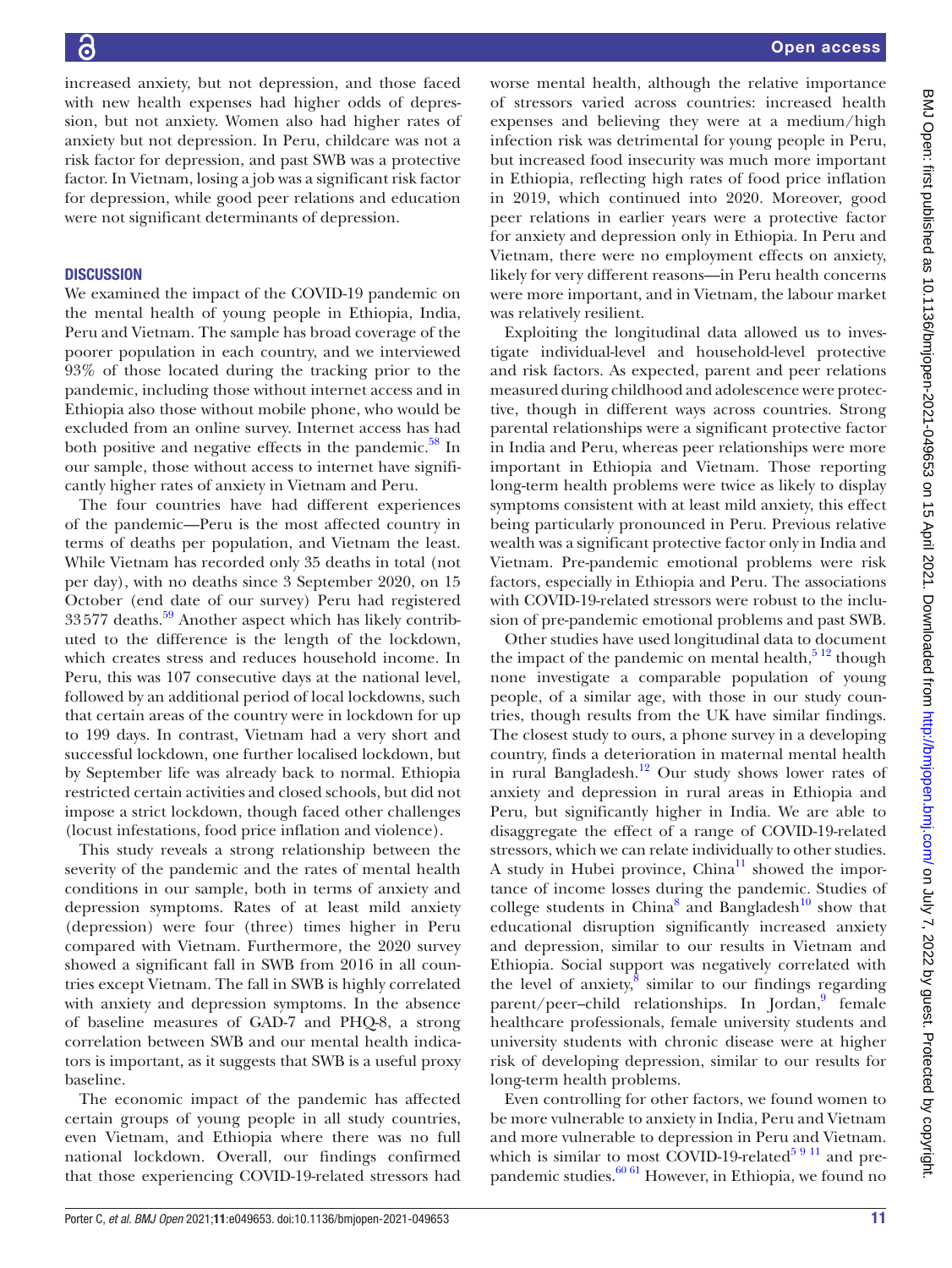increased anxiety, but not depression, and those faced with new health expenses had higher odds of depression, but not anxiety. Women also had higher rates of anxiety but not depression. In Peru, childcare was not a risk factor for depression, and past SWB was a protective factor. In Vietnam, losing a job was a significant risk factor for depression, while good peer relations and education were not significant determinants of depression.

## DISCUSSION

We examined the impact of the COVID-19 pandemic on the mental health of young people in Ethiopia, India, Peru and Vietnam. The sample has broad coverage of the poorer population in each country, and we interviewed 93% of those located during the tracking prior to the pandemic, including those without internet access and in Ethiopia also those without mobile phone, who would be excluded from an online survey. Internet access has had both positive and negative effects in the pandemic.[58] In our sample, those without access to internet have significantly higher rates of anxiety in Vietnam and Peru.

The four countries have had different experiences of the pandemic—Peru is the most affected country in terms of deaths per population, and Vietnam the least. While Vietnam has recorded only 35 deaths in total (not per day), with no deaths since 3 September 2020, on 15 October (end date of our survey) Peru had registered 33577 deaths.[59] Another aspect which has likely contributed to the difference is the length of the lockdown, which creates stress and reduces household income. In Peru, this was 107 consecutive days at the national level, followed by an additional period of local lockdowns, such that certain areas of the country were in lockdown for up to 199 days. In contrast, Vietnam had a very short and successful lockdown, one further localised lockdown, but by September life was already back to normal. Ethiopia restricted certain activities and closed schools, but did not impose a strict lockdown, though faced other challenges (locust infestations, food price inflation and violence).

This study reveals a strong relationship between the severity of the pandemic and the rates of mental health conditions in our sample, both in terms of anxiety and depression symptoms. Rates of at least mild anxiety (depression) were four (three) times higher in Peru compared with Vietnam. Furthermore, the 2020 survey showed a significant fall in SWB from 2016 in all countries except Vietnam. The fall in SWB is highly correlated with anxiety and depression symptoms. In the absence of baseline measures of GAD-7 and PHQ-8, a strong correlation between SWB and our mental health indicators is important, as it suggests that SWB is a useful proxy baseline.

The economic impact of the pandemic has affected certain groups of young people in all study countries, even Vietnam, and Ethiopia where there was no full national lockdown. Overall, our findings confirmed that those experiencing COVID-19-related stressors had worse mental health, although the relative importance of stressors varied across countries: increased health expenses and believing they were at a medium/high infection risk was detrimental for young people in Peru, but increased food insecurity was much more important in Ethiopia, reflecting high rates of food price inflation in 2019, which continued into 2020. Moreover, good peer relations in earlier years were a protective factor for anxiety and depression only in Ethiopia. In Peru and Vietnam, there were no employment effects on anxiety, likely for very different reasons—in Peru health concerns were more important, and in Vietnam, the labour market was relatively resilient.

Exploiting the longitudinal data allowed us to investigate individual-level and household-level protective and risk factors. As expected, parent and peer relations measured during childhood and adolescence were protective, though in different ways across countries. Strong parental relationships were a significant protective factor in India and Peru, whereas peer relationships were more important in Ethiopia and Vietnam. Those reporting long-term health problems were twice as likely to display symptoms consistent with at least mild anxiety, this effect being particularly pronounced in Peru. Previous relative wealth was a significant protective factor only in India and Vietnam. Pre-pandemic emotional problems were risk factors, especially in Ethiopia and Peru. The associations with COVID-19-related stressors were robust to the inclusion of pre-pandemic emotional problems and past SWB.

Other studies have used longitudinal data to document the impact of the pandemic on mental health,[5,12] though none investigate a comparable population of young people, of a similar age, with those in our study countries, though results from the UK have similar findings. The closest study to ours, a phone survey in a developing country, finds a deterioration in maternal mental health in rural Bangladesh.[12] Our study shows lower rates of anxiety and depression in rural areas in Ethiopia and Peru, but significantly higher in India. We are able to disaggregate the effect of a range of COVID-19-related stressors, which we can relate individually to other studies. A study in Hubei province, China[11] showed the importance of income losses during the pandemic. Studies of college students in China[8] and Bangladesh[10] show that educational disruption significantly increased anxiety and depression, similar to our results in Vietnam and Ethiopia. Social support was negatively correlated with the level of anxiety,[8] similar to our findings regarding parent/peer–child relationships. In Jordan,[9] female healthcare professionals, female university students and university students with chronic disease were at higher risk of developing depression, similar to our results for long-term health problems.

Even controlling for other factors, we found women to be more vulnerable to anxiety in India, Peru and Vietnam and more vulnerable to depression in Peru and Vietnam. which is similar to most COVID-19-related[5,9,11] and pre-pandemic studies.[60,61] However, in Ethiopia, we found no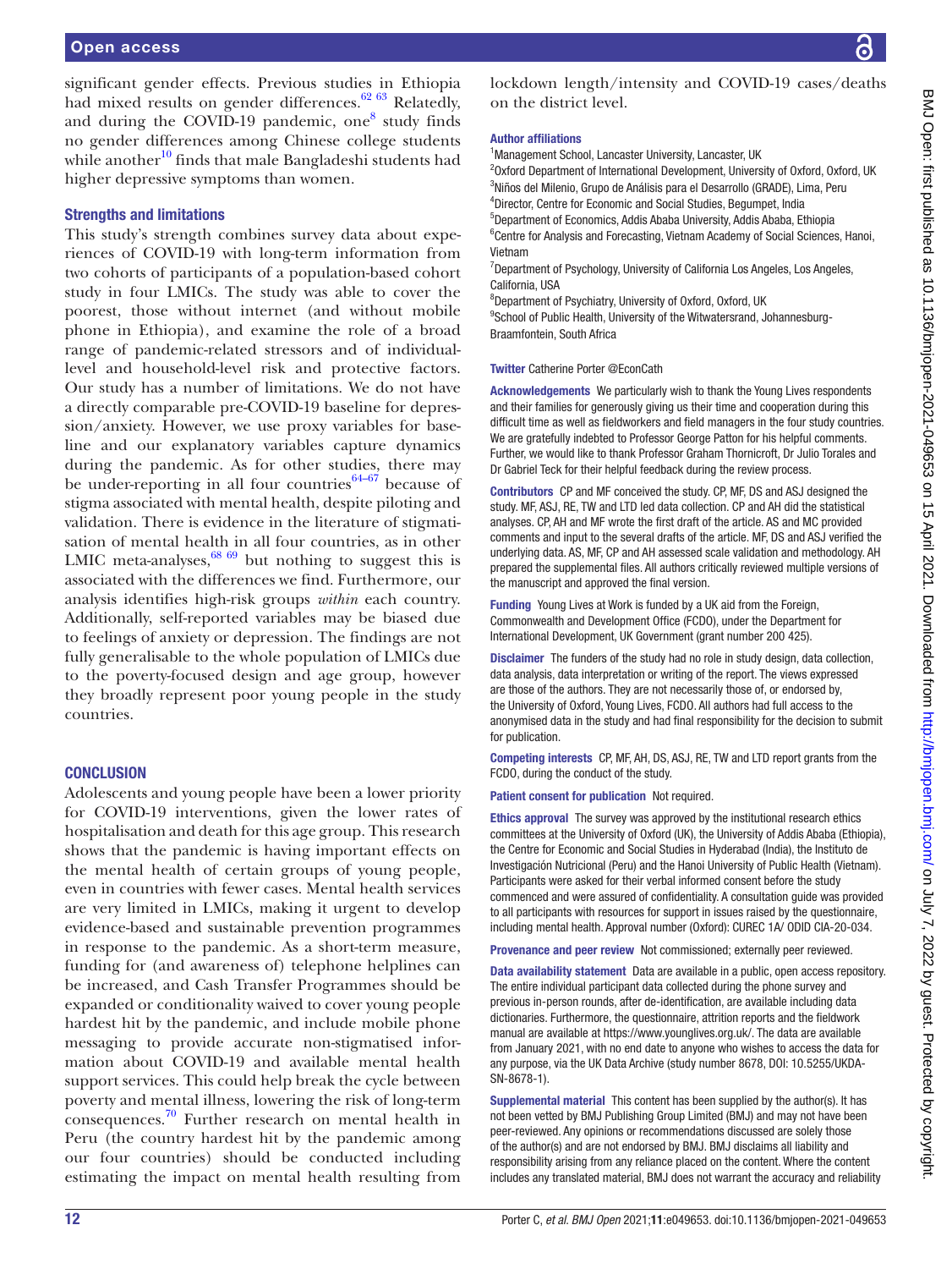significant gender effects. Previous studies in Ethiopia had mixed results on gender differences.[62 63] Relatedly, and during the COVID-19 pandemic, one[8] study finds no gender differences among Chinese college students while another[10] finds that male Bangladeshi students had higher depressive symptoms than women.

### Strengths and limitations

This study's strength combines survey data about experiences of COVID-19 with long-term information from two cohorts of participants of a population-based cohort study in four LMICs. The study was able to cover the poorest, those without internet (and without mobile phone in Ethiopia), and examine the role of a broad range of pandemic-related stressors and of individual-level and household-level risk and protective factors. Our study has a number of limitations. We do not have a directly comparable pre-COVID-19 baseline for depression/anxiety. However, we use proxy variables for baseline and our explanatory variables capture dynamics during the pandemic. As for other studies, there may be under-reporting in all four countries[64–67] because of stigma associated with mental health, despite piloting and validation. There is evidence in the literature of stigmatisation of mental health in all four countries, as in other LMIC meta-analyses,[68 69] but nothing to suggest this is associated with the differences we find. Furthermore, our analysis identifies high-risk groups *within* each country. Additionally, self-reported variables may be biased due to feelings of anxiety or depression. The findings are not fully generalisable to the whole population of LMICs due to the poverty-focused design and age group, however they broadly represent poor young people in the study countries.

## CONCLUSION

Adolescents and young people have been a lower priority for COVID-19 interventions, given the lower rates of hospitalisation and death for this age group. This research shows that the pandemic is having important effects on the mental health of certain groups of young people, even in countries with fewer cases. Mental health services are very limited in LMICs, making it urgent to develop evidence-based and sustainable prevention programmes in response to the pandemic. As a short-term measure, funding for (and awareness of) telephone helplines can be increased, and Cash Transfer Programmes should be expanded or conditionality waived to cover young people hardest hit by the pandemic, and include mobile phone messaging to provide accurate non-stigmatised information about COVID-19 and available mental health support services. This could help break the cycle between poverty and mental illness, lowering the risk of long-term consequences.[70] Further research on mental health in Peru (the country hardest hit by the pandemic among our four countries) should be conducted including estimating the impact on mental health resulting from lockdown length/intensity and COVID-19 cases/deaths on the district level.

**Author affiliations**

[1]Management School, Lancaster University, Lancaster, UK
[2]Oxford Department of International Development, University of Oxford, Oxford, UK
[3]Niños del Milenio, Grupo de Análisis para el Desarrollo (GRADE), Lima, Peru
[4]Director, Centre for Economic and Social Studies, Begumpet, India
[5]Department of Economics, Addis Ababa University, Addis Ababa, Ethiopia
[6]Centre for Analysis and Forecasting, Vietnam Academy of Social Sciences, Hanoi, Vietnam
[7]Department of Psychology, University of California Los Angeles, Los Angeles, California, USA
[8]Department of Psychiatry, University of Oxford, Oxford, UK
[9]School of Public Health, University of the Witwatersrand, Johannesburg-Braamfontein, South Africa

**Twitter** Catherine Porter @EconCath

**Acknowledgements** We particularly wish to thank the Young Lives respondents and their families for generously giving us their time and cooperation during this difficult time as well as fieldworkers and field managers in the four study countries. We are gratefully indebted to Professor George Patton for his helpful comments. Further, we would like to thank Professor Graham Thornicroft, Dr Julio Torales and Dr Gabriel Teck for their helpful feedback during the review process.

**Contributors** CP and MF conceived the study. CP, MF, DS and ASJ designed the study. MF, ASJ, RE, TW and LTD led data collection. CP and AH did the statistical analyses. CP, AH and MF wrote the first draft of the article. AS and MC provided comments and input to the several drafts of the article. MF, DS and ASJ verified the underlying data. AS, MF, CP and AH assessed scale validation and methodology. AH prepared the supplemental files. All authors critically reviewed multiple versions of the manuscript and approved the final version.

**Funding** Young Lives at Work is funded by a UK aid from the Foreign, Commonwealth and Development Office (FCDO), under the Department for International Development, UK Government (grant number 200 425).

**Disclaimer** The funders of the study had no role in study design, data collection, data analysis, data interpretation or writing of the report. The views expressed are those of the authors. They are not necessarily those of, or endorsed by, the University of Oxford, Young Lives, FCDO. All authors had full access to the anonymised data in the study and had final responsibility for the decision to submit for publication.

**Competing interests** CP, MF, AH, DS, ASJ, RE, TW and LTD report grants from the FCDO, during the conduct of the study.

**Patient consent for publication** Not required.

**Ethics approval** The survey was approved by the institutional research ethics committees at the University of Oxford (UK), the University of Addis Ababa (Ethiopia), the Centre for Economic and Social Studies in Hyderabad (India), the Instituto de Investigación Nutricional (Peru) and the Hanoi University of Public Health (Vietnam). Participants were asked for their verbal informed consent before the study commenced and were assured of confidentiality. A consultation guide was provided to all participants with resources for support in issues raised by the questionnaire, including mental health. Approval number (Oxford): CUREC 1A/ ODID CIA-20-034.

**Provenance and peer review** Not commissioned; externally peer reviewed.

**Data availability statement** Data are available in a public, open access repository. The entire individual participant data collected during the phone survey and previous in-person rounds, after de-identification, are available including data dictionaries. Furthermore, the questionnaire, attrition reports and the fieldwork manual are available at https://www.younglives.org.uk/. The data are available from January 2021, with no end date to anyone who wishes to access the data for any purpose, via the UK Data Archive (study number 8678, DOI: 10.5255/UKDA-SN-8678-1).

**Supplemental material** This content has been supplied by the author(s). It has not been vetted by BMJ Publishing Group Limited (BMJ) and may not have been peer-reviewed. Any opinions or recommendations discussed are solely those of the author(s) and are not endorsed by BMJ. BMJ disclaims all liability and responsibility arising from any reliance placed on the content. Where the content includes any translated material, BMJ does not warrant the accuracy and reliability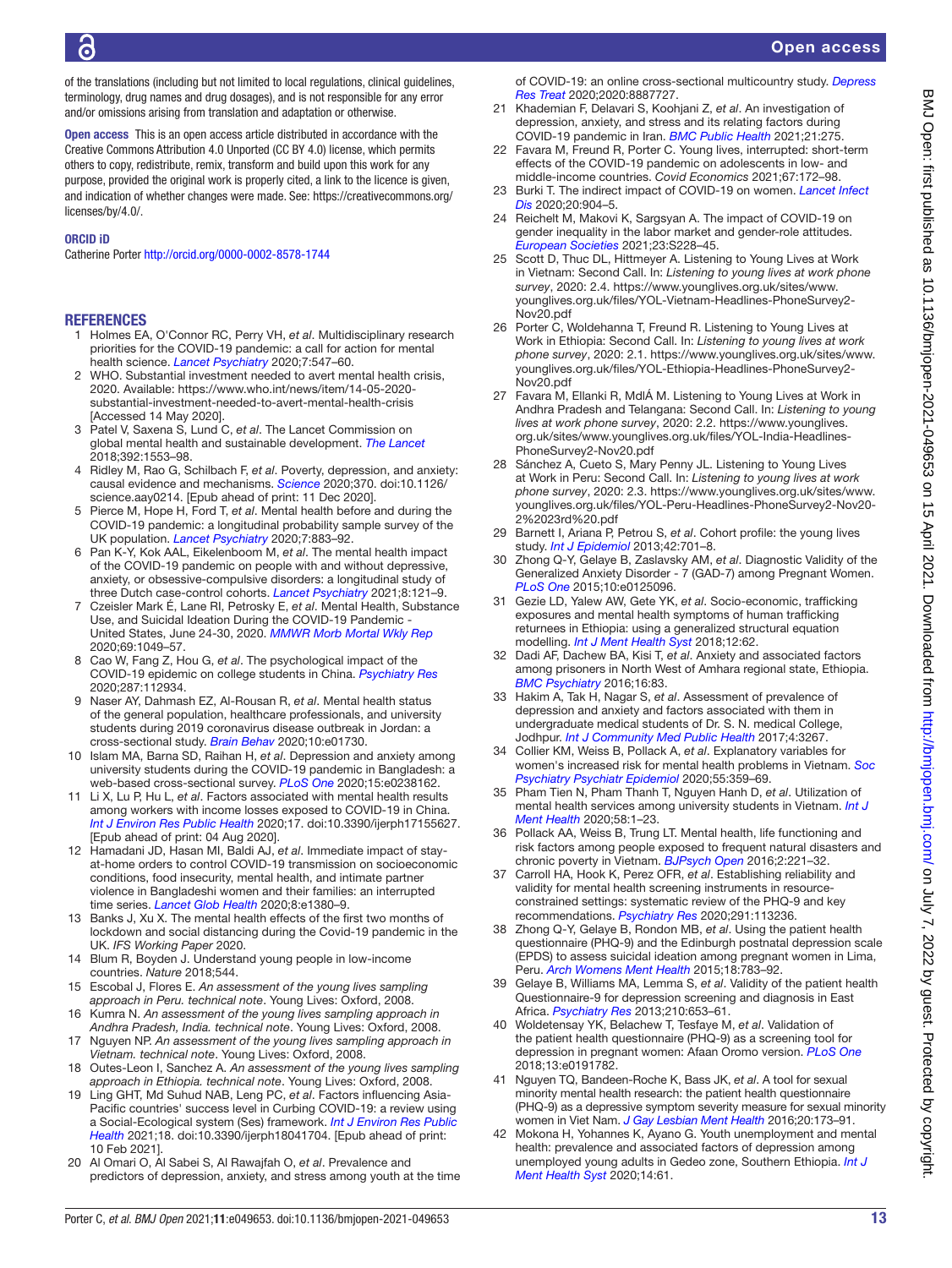of the translations (including but not limited to local regulations, clinical guidelines, terminology, drug names and drug dosages), and is not responsible for any error and/or omissions arising from translation and adaptation or otherwise.

**Open access** This is an open access article distributed in accordance with the Creative Commons Attribution 4.0 Unported (CC BY 4.0) license, which permits others to copy, redistribute, remix, transform and build upon this work for any purpose, provided the original work is properly cited, a link to the licence is given, and indication of whether changes were made. See: https://creativecommons.org/licenses/by/4.0/.

**ORCID iD**

Catherine Porter http://orcid.org/0000-0002-8578-1744

## REFERENCES

1. Holmes EA, O'Connor RC, Perry VH, *et al*. Multidisciplinary research priorities for the COVID-19 pandemic: a call for action for mental health science. *Lancet Psychiatry* 2020;7:547–60.
2. WHO. Substantial investment needed to avert mental health crisis, 2020. Available: https://www.who.int/news/item/14-05-2020-substantial-investment-needed-to-avert-mental-health-crisis [Accessed 14 May 2020].
3. Patel V, Saxena S, Lund C, *et al*. The Lancet Commission on global mental health and sustainable development. *The Lancet* 2018;392:1553–98.
4. Ridley M, Rao G, Schilbach F, *et al*. Poverty, depression, and anxiety: causal evidence and mechanisms. *Science* 2020;370. doi:10.1126/science.aay0214. [Epub ahead of print: 11 Dec 2020].
5. Pierce M, Hope H, Ford T, *et al*. Mental health before and during the COVID-19 pandemic: a longitudinal probability sample survey of the UK population. *Lancet Psychiatry* 2020;7:883–92.
6. Pan K-Y, Kok AAL, Eikelenboom M, *et al*. The mental health impact of the COVID-19 pandemic on people with and without depressive, anxiety, or obsessive-compulsive disorders: a longitudinal study of three Dutch case-control cohorts. *Lancet Psychiatry* 2021;8:121–9.
7. Czeisler Mark É, Lane RI, Petrosky E, *et al*. Mental Health, Substance Use, and Suicidal Ideation During the COVID-19 Pandemic - United States, June 24-30, 2020. *MMWR Morb Mortal Wkly Rep* 2020;69:1049–57.
8. Cao W, Fang Z, Hou G, *et al*. The psychological impact of the COVID-19 epidemic on college students in China. *Psychiatry Res* 2020;287:112934.
9. Naser AY, Dahmash EZ, Al-Rousan R, *et al*. Mental health status of the general population, healthcare professionals, and university students during 2019 coronavirus disease outbreak in Jordan: a cross-sectional study. *Brain Behav* 2020;10:e01730.
10. Islam MA, Barna SD, Raihan H, *et al*. Depression and anxiety among university students during the COVID-19 pandemic in Bangladesh: a web-based cross-sectional survey. *PLoS One* 2020;15:e0238162.
11. Li X, Lu P, Hu L, *et al*. Factors associated with mental health results among workers with income losses exposed to COVID-19 in China. *Int J Environ Res Public Health* 2020;17. doi:10.3390/ijerph17155627. [Epub ahead of print: 04 Aug 2020].
12. Hamadani JD, Hasan MI, Baldi AJ, *et al*. Immediate impact of stay-at-home orders to control COVID-19 transmission on socioeconomic conditions, food insecurity, mental health, and intimate partner violence in Bangladeshi women and their families: an interrupted time series. *Lancet Glob Health* 2020;8:e1380–9.
13. Banks J, Xu X. The mental health effects of the first two months of lockdown and social distancing during the Covid-19 pandemic in the UK. *IFS Working Paper* 2020.
14. Blum R, Boyden J. Understand young people in low-income countries. *Nature* 2018;544.
15. Escobal J, Flores E. *An assessment of the young lives sampling approach in Peru. technical note*. Young Lives: Oxford, 2008.
16. Kumra N. *An assessment of the young lives sampling approach in Andhra Pradesh, India. technical note*. Young Lives: Oxford, 2008.
17. Nguyen NP. *An assessment of the young lives sampling approach in Vietnam. technical note*. Young Lives: Oxford, 2008.
18. Outes-Leon I, Sanchez A. *An assessment of the young lives sampling approach in Ethiopia. technical note*. Young Lives: Oxford, 2008.
19. Ling GHT, Md Suhud NAB, Leng PC, *et al*. Factors influencing Asia-Pacific countries' success level in Curbing COVID-19: a review using a Social-Ecological system (Ses) framework. *Int J Environ Res Public Health* 2021;18. doi:10.3390/ijerph18041704. [Epub ahead of print: 10 Feb 2021].
20. Al Omari O, Al Sabei S, Al Rawajfah O, *et al*. Prevalence and predictors of depression, anxiety, and stress among youth at the time of COVID-19: an online cross-sectional multicountry study. *Depress Res Treat* 2020;2020:8887727.
21. Khademian F, Delavari S, Koohjani Z, *et al*. An investigation of depression, anxiety, and stress and its relating factors during COVID-19 pandemic in Iran. *BMC Public Health* 2021;21:275.
22. Favara M, Freund R, Porter C. Young lives, interrupted: short-term effects of the COVID-19 pandemic on adolescents in low- and middle-income countries. *Covid Economics* 2021;67:172–98.
23. Burki T. The indirect impact of COVID-19 on women. *Lancet Infect Dis* 2020;20:904–5.
24. Reichelt M, Makovi K, Sargsyan A. The impact of COVID-19 on gender inequality in the labor market and gender-role attitudes. *European Societies* 2021;23:S228–45.
25. Scott D, Thuc DL, Hittmeyer A. Listening to Young Lives at Work in Vietnam: Second Call. In: *Listening to young lives at work phone survey*, 2020: 2.4. https://www.younglives.org.uk/sites/www.younglives.org.uk/files/YOL-Vietnam-Headlines-PhoneSurvey2-Nov20.pdf
26. Porter C, Woldehanna T, Freund R. Listening to Young Lives at Work in Ethiopia: Second Call. In: *Listening to young lives at work phone survey*, 2020: 2.1. https://www.younglives.org.uk/sites/www.younglives.org.uk/files/YOL-Ethiopia-Headlines-PhoneSurvey2-Nov20.pdf
27. Favara M, Ellanki R, MdlÁ M. Listening to Young Lives at Work in Andhra Pradesh and Telangana: Second Call. In: *Listening to young lives at work phone survey*, 2020: 2.2. https://www.younglives.org.uk/sites/www.younglives.org.uk/files/YOL-India-Headlines-PhoneSurvey2-Nov20.pdf
28. Sánchez A, Cueto S, Mary Penny JL. Listening to Young Lives at Work in Peru: Second Call. In: *Listening to young lives at work phone survey*, 2020: 2.3. https://www.younglives.org.uk/sites/www.younglives.org.uk/files/YOL-Peru-Headlines-PhoneSurvey2-Nov20-2%2023rd%20.pdf
29. Barnett I, Ariana P, Petrou S, *et al*. Cohort profile: the young lives study. *Int J Epidemiol* 2013;42:701–8.
30. Zhong Q-Y, Gelaye B, Zaslavsky AM, *et al*. Diagnostic Validity of the Generalized Anxiety Disorder - 7 (GAD-7) among Pregnant Women. *PLoS One* 2015;10:e0125096.
31. Gezie LD, Yalew AW, Gete YK, *et al*. Socio-economic, trafficking exposures and mental health symptoms of human trafficking returnees in Ethiopia: using a generalized structural equation modelling. *Int J Ment Health Syst* 2018;12:62.
32. Dadi AF, Dachew BA, Kisi T, *et al*. Anxiety and associated factors among prisoners in North West of Amhara regional state, Ethiopia. *BMC Psychiatry* 2016;16:83.
33. Hakim A, Tak H, Nagar S, *et al*. Assessment of prevalence of depression and anxiety and factors associated with them in undergraduate medical students of Dr. S. N. medical College, Jodhpur. *Int J Community Med Public Health* 2017;4:3267.
34. Collier KM, Weiss B, Pollack A, *et al*. Explanatory variables for women's increased risk for mental health problems in Vietnam. *Soc Psychiatry Psychiatr Epidemiol* 2020;55:359–69.
35. Pham Tien N, Pham Thanh T, Nguyen Hanh D, *et al*. Utilization of mental health services among university students in Vietnam. *Int J Ment Health* 2020;58:1–23.
36. Pollack AA, Weiss B, Trung LT. Mental health, life functioning and risk factors among people exposed to frequent natural disasters and chronic poverty in Vietnam. *BJPsych Open* 2016;2:221–32.
37. Carroll HA, Hook K, Perez OFR, *et al*. Establishing reliability and validity for mental health screening instruments in resource-constrained settings: systematic review of the PHQ-9 and key recommendations. *Psychiatry Res* 2020;291:113236.
38. Zhong Q-Y, Gelaye B, Rondon MB, *et al*. Using the patient health questionnaire (PHQ-9) and the Edinburgh postnatal depression scale (EPDS) to assess suicidal ideation among pregnant women in Lima, Peru. *Arch Womens Ment Health* 2015;18:783–92.
39. Gelaye B, Williams MA, Lemma S, *et al*. Validity of the patient health Questionnaire-9 for depression screening and diagnosis in East Africa. *Psychiatry Res* 2013;210:653–61.
40. Woldetensay YK, Belachew T, Tesfaye M, *et al*. Validation of the patient health questionnaire (PHQ-9) as a screening tool for depression in pregnant women: Afaan Oromo version. *PLoS One* 2018;13:e0191782.
41. Nguyen TQ, Bandeen-Roche K, Bass JK, *et al*. A tool for sexual minority mental health research: the patient health questionnaire (PHQ-9) as a depressive symptom severity measure for sexual minority women in Viet Nam. *J Gay Lesbian Ment Health* 2016;20:173–91.
42. Mokona H, Yohannes K, Ayano G. Youth unemployment and mental health: prevalence and associated factors of depression among unemployed young adults in Gedeo zone, Southern Ethiopia. *Int J Ment Health Syst* 2020;14:61.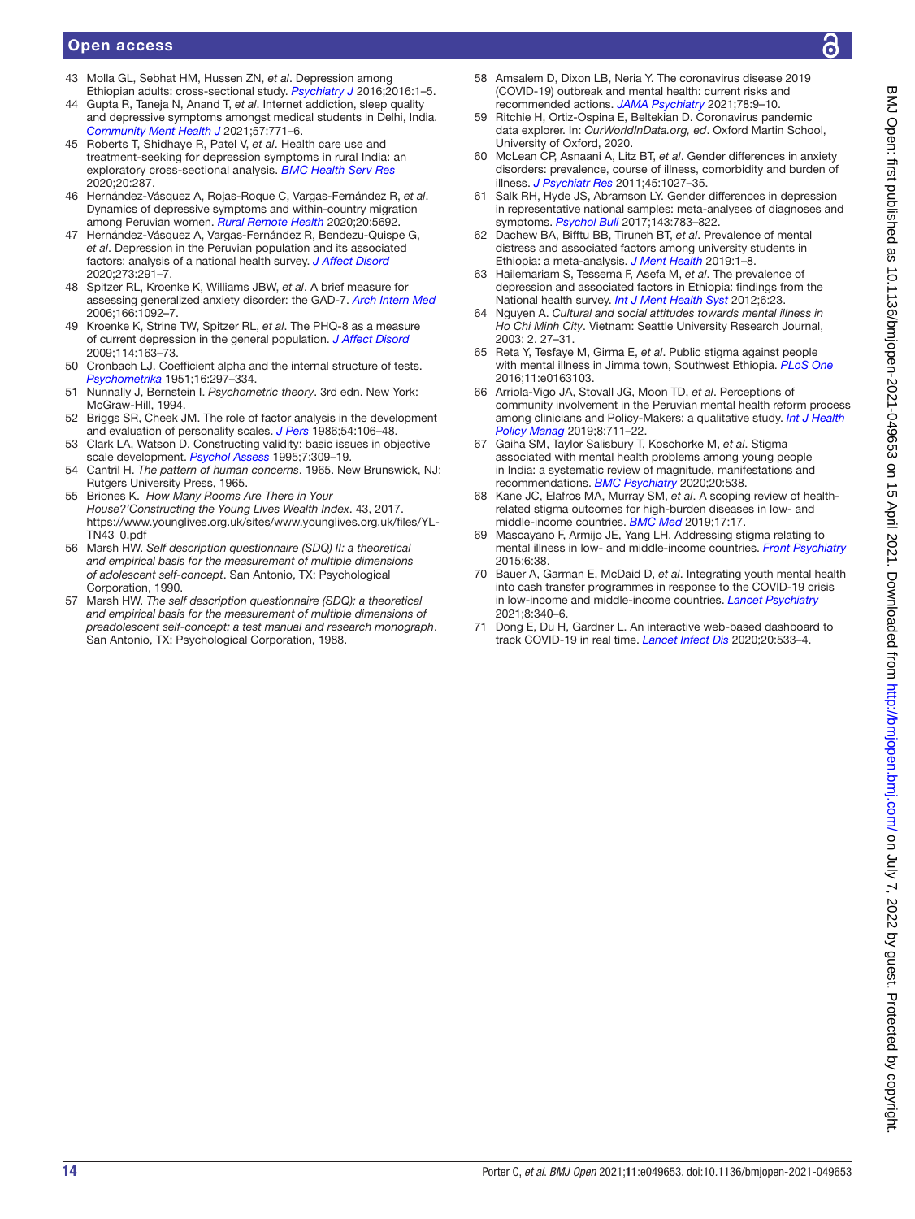43 Molla GL, Sebhat HM, Hussen ZN, *et al*. Depression among Ethiopian adults: cross-sectional study. *Psychiatry J* 2016;2016:1–5.

44 Gupta R, Taneja N, Anand T, *et al*. Internet addiction, sleep quality and depressive symptoms amongst medical students in Delhi, India. *Community Ment Health J* 2021;57:771–6.

45 Roberts T, Shidhaye R, Patel V, *et al*. Health care use and treatment-seeking for depression symptoms in rural India: an exploratory cross-sectional analysis. *BMC Health Serv Res* 2020;20:287.

46 Hernández-Vásquez A, Rojas-Roque C, Vargas-Fernández R, *et al*. Dynamics of depressive symptoms and within-country migration among Peruvian women. *Rural Remote Health* 2020;20:5692.

47 Hernández-Vásquez A, Vargas-Fernández R, Bendezu-Quispe G, *et al*. Depression in the Peruvian population and its associated factors: analysis of a national health survey. *J Affect Disord* 2020;273:291–7.

48 Spitzer RL, Kroenke K, Williams JBW, *et al*. A brief measure for assessing generalized anxiety disorder: the GAD-7. *Arch Intern Med* 2006;166:1092–7.

49 Kroenke K, Strine TW, Spitzer RL, *et al*. The PHQ-8 as a measure of current depression in the general population. *J Affect Disord* 2009;114:163–73.

50 Cronbach LJ. Coefficient alpha and the internal structure of tests. *Psychometrika* 1951;16:297–334.

51 Nunnally J, Bernstein I. *Psychometric theory*. 3rd edn. New York: McGraw-Hill, 1994.

52 Briggs SR, Cheek JM. The role of factor analysis in the development and evaluation of personality scales. *J Pers* 1986;54:106–48.

53 Clark LA, Watson D. Constructing validity: basic issues in objective scale development. *Psychol Assess* 1995;7:309–19.

54 Cantril H. *The pattern of human concerns*. 1965. New Brunswick, NJ: Rutgers University Press, 1965.

55 Briones K. *'How Many Rooms Are There in Your House?'Constructing the Young Lives Wealth Index*. 43, 2017. https://www.younglives.org.uk/sites/www.younglives.org.uk/files/YL-TN43_0.pdf

56 Marsh HW. *Self description questionnaire (SDQ) II: a theoretical and empirical basis for the measurement of multiple dimensions of adolescent self-concept*. San Antonio, TX: Psychological Corporation, 1990.

57 Marsh HW. *The self description questionnaire (SDQ): a theoretical and empirical basis for the measurement of multiple dimensions of preadolescent self-concept: a test manual and research monograph*. San Antonio, TX: Psychological Corporation, 1988.

58 Amsalem D, Dixon LB, Neria Y. The coronavirus disease 2019 (COVID-19) outbreak and mental health: current risks and recommended actions. *JAMA Psychiatry* 2021;78:9–10.

59 Ritchie H, Ortiz-Ospina E, Beltekian D. Coronavirus pandemic data explorer. In: *OurWorldInData.org, ed*. Oxford Martin School, University of Oxford, 2020.

60 McLean CP, Asnaani A, Litz BT, *et al*. Gender differences in anxiety disorders: prevalence, course of illness, comorbidity and burden of illness. *J Psychiatr Res* 2011;45:1027–35.

61 Salk RH, Hyde JS, Abramson LY. Gender differences in depression in representative national samples: meta-analyses of diagnoses and symptoms. *Psychol Bull* 2017;143:783–822.

62 Dachew BA, Bifftu BB, Tiruneh BT, *et al*. Prevalence of mental distress and associated factors among university students in Ethiopia: a meta-analysis. *J Ment Health* 2019:1–8.

63 Hailemariam S, Tessema F, Asefa M, *et al*. The prevalence of depression and associated factors in Ethiopia: findings from the National health survey. *Int J Ment Health Syst* 2012;6:23.

64 Nguyen A. *Cultural and social attitudes towards mental illness in Ho Chi Minh City*. Vietnam: Seattle University Research Journal, 2003: 2. 27–31.

65 Reta Y, Tesfaye M, Girma E, *et al*. Public stigma against people with mental illness in Jimma town, Southwest Ethiopia. *PLoS One* 2016;11:e0163103.

66 Arriola-Vigo JA, Stovall JG, Moon TD, *et al*. Perceptions of community involvement in the Peruvian mental health reform process among clinicians and Policy-Makers: a qualitative study. *Int J Health Policy Manag* 2019;8:711–22.

67 Gaiha SM, Taylor Salisbury T, Koschorke M, *et al*. Stigma associated with mental health problems among young people in India: a systematic review of magnitude, manifestations and recommendations. *BMC Psychiatry* 2020;20:538.

68 Kane JC, Elafros MA, Murray SM, *et al*. A scoping review of health-related stigma outcomes for high-burden diseases in low- and middle-income countries. *BMC Med* 2019;17:17.

69 Mascayano F, Armijo JE, Yang LH. Addressing stigma relating to mental illness in low- and middle-income countries. *Front Psychiatry* 2015;6:38.

70 Bauer A, Garman E, McDaid D, *et al*. Integrating youth mental health into cash transfer programmes in response to the COVID-19 crisis in low-income and middle-income countries. *Lancet Psychiatry* 2021;8:340–6.

71 Dong E, Du H, Gardner L. An interactive web-based dashboard to track COVID-19 in real time. *Lancet Infect Dis* 2020;20:533–4.